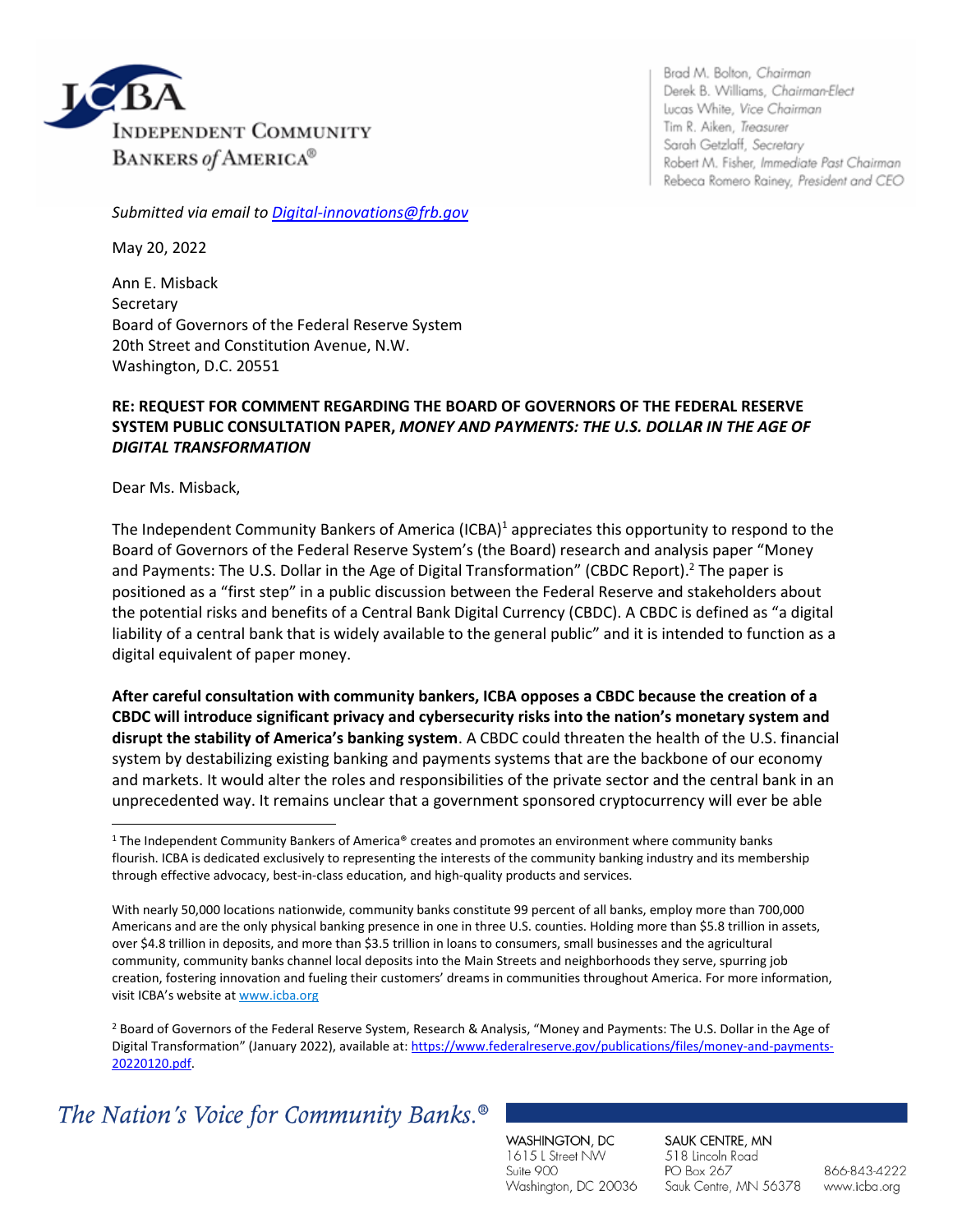Independent Community Bankers of America®

Brad M. Bolton, *Chairman*
Derek B. Williams, *Chairman-Elect*
Lucas White, *Vice Chairman*
Tim R. Aiken, *Treasurer*
Sarah Getzlaff, *Secretary*
Robert M. Fisher, *Immediate Past Chairman*
Rebeca Romero Rainey, *President and CEO*

*Submitted via email to [Digital-innovations@frb.gov](mailto:Digital-innovations@frb.gov)*

May 20, 2022

Ann E. Misback
Secretary
Board of Governors of the Federal Reserve System
20th Street and Constitution Avenue, N.W.
Washington, D.C. 20551

**RE: REQUEST FOR COMMENT REGARDING THE BOARD OF GOVERNORS OF THE FEDERAL RESERVE SYSTEM PUBLIC CONSULTATION PAPER, *MONEY AND PAYMENTS: THE U.S. DOLLAR IN THE AGE OF DIGITAL TRANSFORMATION***

Dear Ms. Misback,

The Independent Community Bankers of America (ICBA)[1] appreciates this opportunity to respond to the Board of Governors of the Federal Reserve System's (the Board) research and analysis paper "Money and Payments: The U.S. Dollar in the Age of Digital Transformation" (CBDC Report).[2] The paper is positioned as a "first step" in a public discussion between the Federal Reserve and stakeholders about the potential risks and benefits of a Central Bank Digital Currency (CBDC). A CBDC is defined as "a digital liability of a central bank that is widely available to the general public" and it is intended to function as a digital equivalent of paper money.

**After careful consultation with community bankers, ICBA opposes a CBDC because the creation of a CBDC will introduce significant privacy and cybersecurity risks into the nation's monetary system and disrupt the stability of America's banking system**. A CBDC could threaten the health of the U.S. financial system by destabilizing existing banking and payments systems that are the backbone of our economy and markets. It would alter the roles and responsibilities of the private sector and the central bank in an unprecedented way. It remains unclear that a government sponsored cryptocurrency will ever be able

---

[1] The Independent Community Bankers of America® creates and promotes an environment where community banks flourish. ICBA is dedicated exclusively to representing the interests of the community banking industry and its membership through effective advocacy, best-in-class education, and high-quality products and services.

With nearly 50,000 locations nationwide, community banks constitute 99 percent of all banks, employ more than 700,000 Americans and are the only physical banking presence in one in three U.S. counties. Holding more than $5.8 trillion in assets, over $4.8 trillion in deposits, and more than $3.5 trillion in loans to consumers, small businesses and the agricultural community, community banks channel local deposits into the Main Streets and neighborhoods they serve, spurring job creation, fostering innovation and fueling their customers' dreams in communities throughout America. For more information, visit ICBA's website at [www.icba.org](http://www.icba.org)

[2] Board of Governors of the Federal Reserve System, Research & Analysis, "Money and Payments: The U.S. Dollar in the Age of Digital Transformation" (January 2022), available at: [https://www.federalreserve.gov/publications/files/money-and-payments-20220120.pdf](https://www.federalreserve.gov/publications/files/money-and-payments-20220120.pdf).

*The Nation's Voice for Community Banks.®*

WASHINGTON, DC
1615 L Street NW
Suite 900
Washington, DC 20036

SAUK CENTRE, MN
518 Lincoln Road
PO Box 267
Sauk Centre, MN 56378

866-843-4222
www.icba.org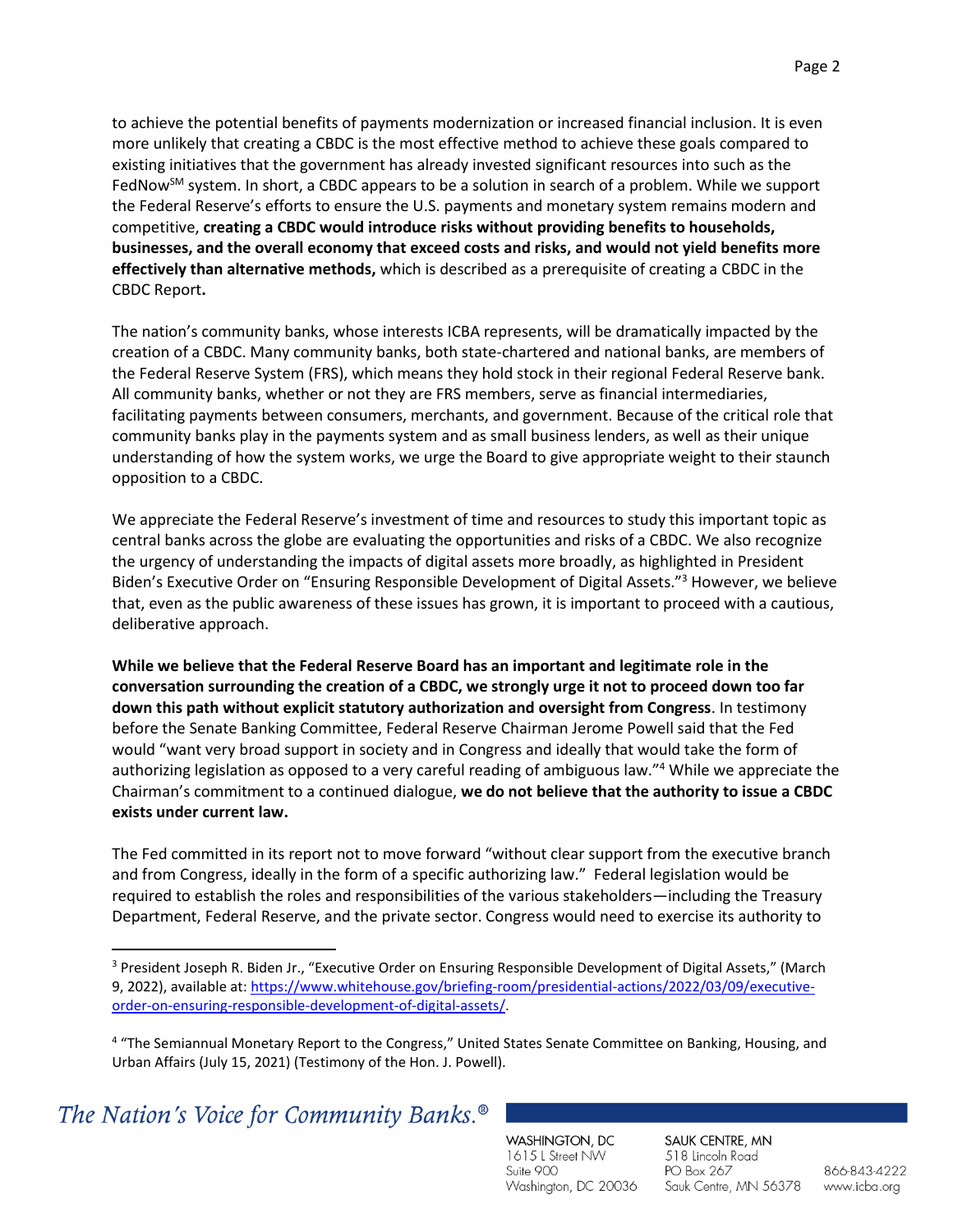to achieve the potential benefits of payments modernization or increased financial inclusion. It is even more unlikely that creating a CBDC is the most effective method to achieve these goals compared to existing initiatives that the government has already invested significant resources into such as the FedNow℠ system. In short, a CBDC appears to be a solution in search of a problem. While we support the Federal Reserve's efforts to ensure the U.S. payments and monetary system remains modern and competitive, **creating a CBDC would introduce risks without providing benefits to households, businesses, and the overall economy that exceed costs and risks, and would not yield benefits more effectively than alternative methods,** which is described as a prerequisite of creating a CBDC in the CBDC Report**.**

The nation's community banks, whose interests ICBA represents, will be dramatically impacted by the creation of a CBDC. Many community banks, both state-chartered and national banks, are members of the Federal Reserve System (FRS), which means they hold stock in their regional Federal Reserve bank. All community banks, whether or not they are FRS members, serve as financial intermediaries, facilitating payments between consumers, merchants, and government. Because of the critical role that community banks play in the payments system and as small business lenders, as well as their unique understanding of how the system works, we urge the Board to give appropriate weight to their staunch opposition to a CBDC.

We appreciate the Federal Reserve's investment of time and resources to study this important topic as central banks across the globe are evaluating the opportunities and risks of a CBDC. We also recognize the urgency of understanding the impacts of digital assets more broadly, as highlighted in President Biden's Executive Order on "Ensuring Responsible Development of Digital Assets."[3] However, we believe that, even as the public awareness of these issues has grown, it is important to proceed with a cautious, deliberative approach.

**While we believe that the Federal Reserve Board has an important and legitimate role in the conversation surrounding the creation of a CBDC, we strongly urge it not to proceed down too far down this path without explicit statutory authorization and oversight from Congress**. In testimony before the Senate Banking Committee, Federal Reserve Chairman Jerome Powell said that the Fed would "want very broad support in society and in Congress and ideally that would take the form of authorizing legislation as opposed to a very careful reading of ambiguous law."[4] While we appreciate the Chairman's commitment to a continued dialogue, **we do not believe that the authority to issue a CBDC exists under current law.**

The Fed committed in its report not to move forward "without clear support from the executive branch and from Congress, ideally in the form of a specific authorizing law." Federal legislation would be required to establish the roles and responsibilities of the various stakeholders—including the Treasury Department, Federal Reserve, and the private sector. Congress would need to exercise its authority to

---

[3] President Joseph R. Biden Jr., "Executive Order on Ensuring Responsible Development of Digital Assets," (March 9, 2022), available at: https://www.whitehouse.gov/briefing-room/presidential-actions/2022/03/09/executive-order-on-ensuring-responsible-development-of-digital-assets/.

[4] "The Semiannual Monetary Report to the Congress," United States Senate Committee on Banking, Housing, and Urban Affairs (July 15, 2021) (Testimony of the Hon. J. Powell).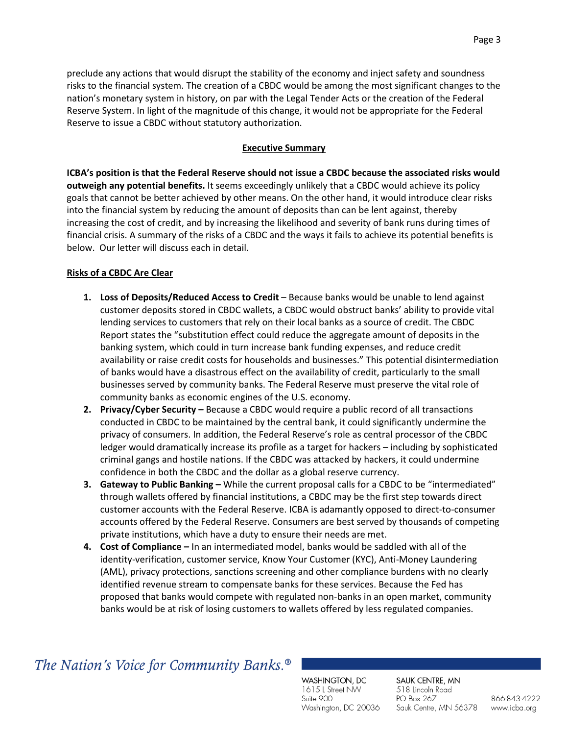preclude any actions that would disrupt the stability of the economy and inject safety and soundness risks to the financial system. The creation of a CBDC would be among the most significant changes to the nation's monetary system in history, on par with the Legal Tender Acts or the creation of the Federal Reserve System. In light of the magnitude of this change, it would not be appropriate for the Federal Reserve to issue a CBDC without statutory authorization.

## Executive Summary

**ICBA's position is that the Federal Reserve should not issue a CBDC because the associated risks would outweigh any potential benefits.** It seems exceedingly unlikely that a CBDC would achieve its policy goals that cannot be better achieved by other means. On the other hand, it would introduce clear risks into the financial system by reducing the amount of deposits than can be lent against, thereby increasing the cost of credit, and by increasing the likelihood and severity of bank runs during times of financial crisis. A summary of the risks of a CBDC and the ways it fails to achieve its potential benefits is below. Our letter will discuss each in detail.

### Risks of a CBDC Are Clear

1. **Loss of Deposits/Reduced Access to Credit** – Because banks would be unable to lend against customer deposits stored in CBDC wallets, a CBDC would obstruct banks' ability to provide vital lending services to customers that rely on their local banks as a source of credit. The CBDC Report states the "substitution effect could reduce the aggregate amount of deposits in the banking system, which could in turn increase bank funding expenses, and reduce credit availability or raise credit costs for households and businesses." This potential disintermediation of banks would have a disastrous effect on the availability of credit, particularly to the small businesses served by community banks. The Federal Reserve must preserve the vital role of community banks as economic engines of the U.S. economy.
2. **Privacy/Cyber Security –** Because a CBDC would require a public record of all transactions conducted in CBDC to be maintained by the central bank, it could significantly undermine the privacy of consumers. In addition, the Federal Reserve's role as central processor of the CBDC ledger would dramatically increase its profile as a target for hackers – including by sophisticated criminal gangs and hostile nations. If the CBDC was attacked by hackers, it could undermine confidence in both the CBDC and the dollar as a global reserve currency.
3. **Gateway to Public Banking –** While the current proposal calls for a CBDC to be "intermediated" through wallets offered by financial institutions, a CBDC may be the first step towards direct customer accounts with the Federal Reserve. ICBA is adamantly opposed to direct-to-consumer accounts offered by the Federal Reserve. Consumers are best served by thousands of competing private institutions, which have a duty to ensure their needs are met.
4. **Cost of Compliance –** In an intermediated model, banks would be saddled with all of the identity-verification, customer service, Know Your Customer (KYC), Anti-Money Laundering (AML), privacy protections, sanctions screening and other compliance burdens with no clearly identified revenue stream to compensate banks for these services. Because the Fed has proposed that banks would compete with regulated non-banks in an open market, community banks would be at risk of losing customers to wallets offered by less regulated companies.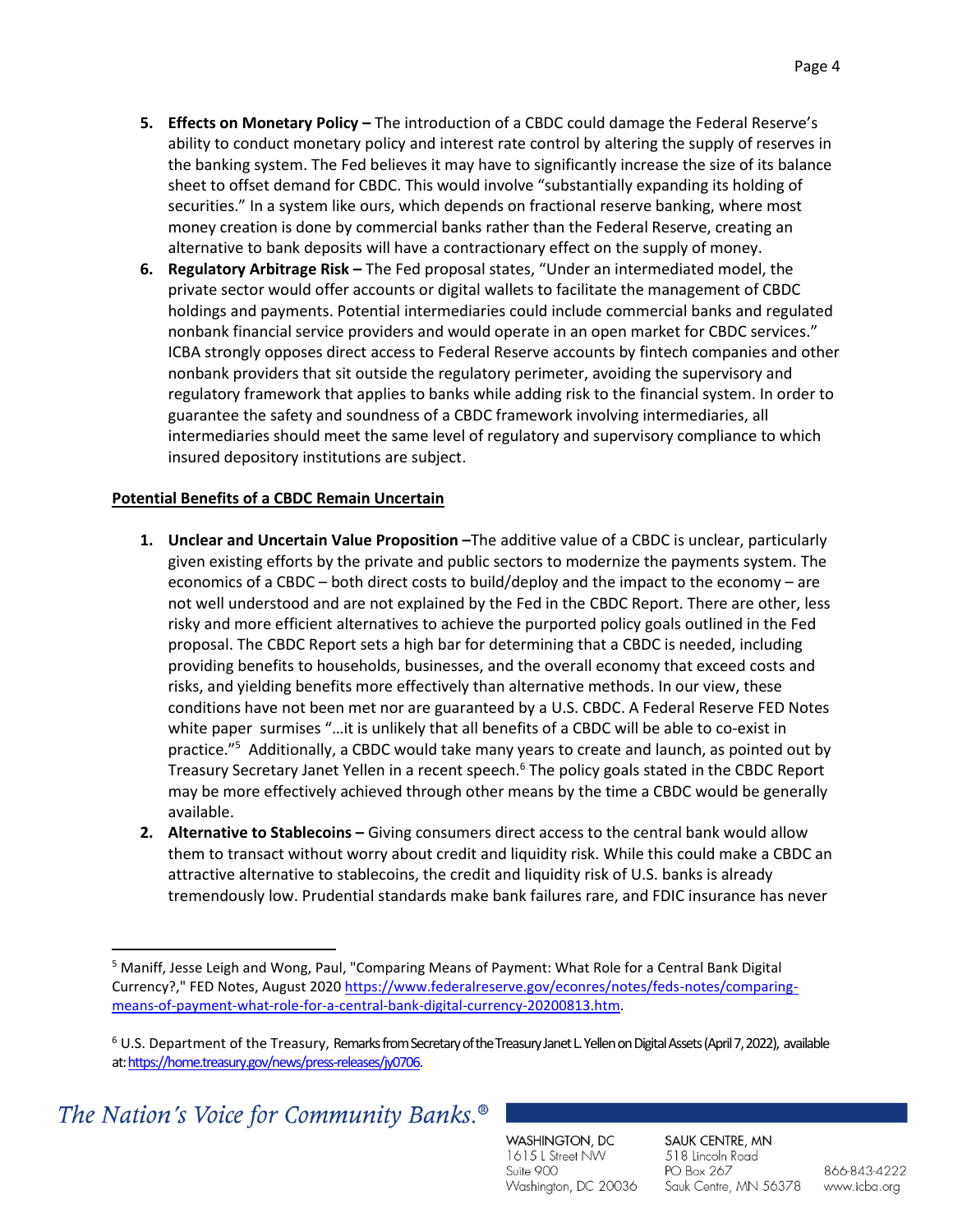5. **Effects on Monetary Policy –** The introduction of a CBDC could damage the Federal Reserve's ability to conduct monetary policy and interest rate control by altering the supply of reserves in the banking system. The Fed believes it may have to significantly increase the size of its balance sheet to offset demand for CBDC. This would involve "substantially expanding its holding of securities." In a system like ours, which depends on fractional reserve banking, where most money creation is done by commercial banks rather than the Federal Reserve, creating an alternative to bank deposits will have a contractionary effect on the supply of money.
6. **Regulatory Arbitrage Risk –** The Fed proposal states, "Under an intermediated model, the private sector would offer accounts or digital wallets to facilitate the management of CBDC holdings and payments. Potential intermediaries could include commercial banks and regulated nonbank financial service providers and would operate in an open market for CBDC services." ICBA strongly opposes direct access to Federal Reserve accounts by fintech companies and other nonbank providers that sit outside the regulatory perimeter, avoiding the supervisory and regulatory framework that applies to banks while adding risk to the financial system. In order to guarantee the safety and soundness of a CBDC framework involving intermediaries, all intermediaries should meet the same level of regulatory and supervisory compliance to which insured depository institutions are subject.

**Potential Benefits of a CBDC Remain Uncertain**

1. **Unclear and Uncertain Value Proposition –**The additive value of a CBDC is unclear, particularly given existing efforts by the private and public sectors to modernize the payments system. The economics of a CBDC – both direct costs to build/deploy and the impact to the economy – are not well understood and are not explained by the Fed in the CBDC Report. There are other, less risky and more efficient alternatives to achieve the purported policy goals outlined in the Fed proposal. The CBDC Report sets a high bar for determining that a CBDC is needed, including providing benefits to households, businesses, and the overall economy that exceed costs and risks, and yielding benefits more effectively than alternative methods. In our view, these conditions have not been met nor are guaranteed by a U.S. CBDC. A Federal Reserve FED Notes white paper surmises "…it is unlikely that all benefits of a CBDC will be able to co-exist in practice."[5] Additionally, a CBDC would take many years to create and launch, as pointed out by Treasury Secretary Janet Yellen in a recent speech.[6] The policy goals stated in the CBDC Report may be more effectively achieved through other means by the time a CBDC would be generally available.
2. **Alternative to Stablecoins –** Giving consumers direct access to the central bank would allow them to transact without worry about credit and liquidity risk. While this could make a CBDC an attractive alternative to stablecoins, the credit and liquidity risk of U.S. banks is already tremendously low. Prudential standards make bank failures rare, and FDIC insurance has never

---

[5] Maniff, Jesse Leigh and Wong, Paul, "Comparing Means of Payment: What Role for a Central Bank Digital Currency?," FED Notes, August 2020 https://www.federalreserve.gov/econres/notes/feds-notes/comparing-means-of-payment-what-role-for-a-central-bank-digital-currency-20200813.htm.

[6] U.S. Department of the Treasury, Remarks from Secretary of the Treasury Janet L. Yellen on Digital Assets (April 7, 2022), available at: https://home.treasury.gov/news/press-releases/jy0706.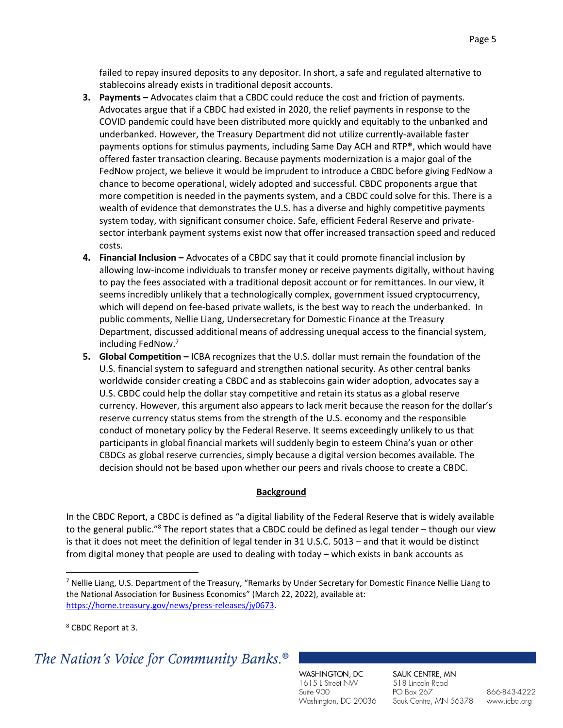failed to repay insured deposits to any depositor. In short, a safe and regulated alternative to stablecoins already exists in traditional deposit accounts.

3. **Payments –** Advocates claim that a CBDC could reduce the cost and friction of payments. Advocates argue that if a CBDC had existed in 2020, the relief payments in response to the COVID pandemic could have been distributed more quickly and equitably to the unbanked and underbanked. However, the Treasury Department did not utilize currently-available faster payments options for stimulus payments, including Same Day ACH and RTP®, which would have offered faster transaction clearing. Because payments modernization is a major goal of the FedNow project, we believe it would be imprudent to introduce a CBDC before giving FedNow a chance to become operational, widely adopted and successful. CBDC proponents argue that more competition is needed in the payments system, and a CBDC could solve for this. There is a wealth of evidence that demonstrates the U.S. has a diverse and highly competitive payments system today, with significant consumer choice. Safe, efficient Federal Reserve and private-sector interbank payment systems exist now that offer increased transaction speed and reduced costs.
4. **Financial Inclusion –** Advocates of a CBDC say that it could promote financial inclusion by allowing low-income individuals to transfer money or receive payments digitally, without having to pay the fees associated with a traditional deposit account or for remittances. In our view, it seems incredibly unlikely that a technologically complex, government issued cryptocurrency, which will depend on fee-based private wallets, is the best way to reach the underbanked. In public comments, Nellie Liang, Undersecretary for Domestic Finance at the Treasury Department, discussed additional means of addressing unequal access to the financial system, including FedNow.[7]
5. **Global Competition –** ICBA recognizes that the U.S. dollar must remain the foundation of the U.S. financial system to safeguard and strengthen national security. As other central banks worldwide consider creating a CBDC and as stablecoins gain wider adoption, advocates say a U.S. CBDC could help the dollar stay competitive and retain its status as a global reserve currency. However, this argument also appears to lack merit because the reason for the dollar's reserve currency status stems from the strength of the U.S. economy and the responsible conduct of monetary policy by the Federal Reserve. It seems exceedingly unlikely to us that participants in global financial markets will suddenly begin to esteem China's yuan or other CBDCs as global reserve currencies, simply because a digital version becomes available. The decision should not be based upon whether our peers and rivals choose to create a CBDC.

## Background

In the CBDC Report, a CBDC is defined as "a digital liability of the Federal Reserve that is widely available to the general public."[8] The report states that a CBDC could be defined as legal tender – though our view is that it does not meet the definition of legal tender in 31 U.S.C. 5013 – and that it would be distinct from digital money that people are used to dealing with today – which exists in bank accounts as

---

[7] Nellie Liang, U.S. Department of the Treasury, "Remarks by Under Secretary for Domestic Finance Nellie Liang to the National Association for Business Economics" (March 22, 2022), available at: https://home.treasury.gov/news/press-releases/jy0673.

[8] CBDC Report at 3.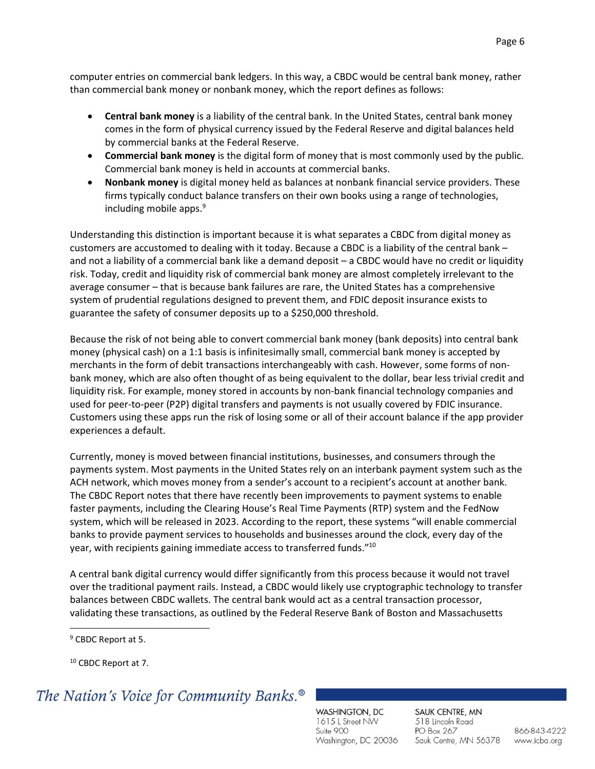computer entries on commercial bank ledgers. In this way, a CBDC would be central bank money, rather than commercial bank money or nonbank money, which the report defines as follows:

- **Central bank money** is a liability of the central bank. In the United States, central bank money comes in the form of physical currency issued by the Federal Reserve and digital balances held by commercial banks at the Federal Reserve.
- **Commercial bank money** is the digital form of money that is most commonly used by the public. Commercial bank money is held in accounts at commercial banks.
- **Nonbank money** is digital money held as balances at nonbank financial service providers. These firms typically conduct balance transfers on their own books using a range of technologies, including mobile apps.[9]

Understanding this distinction is important because it is what separates a CBDC from digital money as customers are accustomed to dealing with it today. Because a CBDC is a liability of the central bank – and not a liability of a commercial bank like a demand deposit – a CBDC would have no credit or liquidity risk. Today, credit and liquidity risk of commercial bank money are almost completely irrelevant to the average consumer – that is because bank failures are rare, the United States has a comprehensive system of prudential regulations designed to prevent them, and FDIC deposit insurance exists to guarantee the safety of consumer deposits up to a $250,000 threshold.

Because the risk of not being able to convert commercial bank money (bank deposits) into central bank money (physical cash) on a 1:1 basis is infinitesimally small, commercial bank money is accepted by merchants in the form of debit transactions interchangeably with cash. However, some forms of non-bank money, which are also often thought of as being equivalent to the dollar, bear less trivial credit and liquidity risk. For example, money stored in accounts by non-bank financial technology companies and used for peer-to-peer (P2P) digital transfers and payments is not usually covered by FDIC insurance. Customers using these apps run the risk of losing some or all of their account balance if the app provider experiences a default.

Currently, money is moved between financial institutions, businesses, and consumers through the payments system. Most payments in the United States rely on an interbank payment system such as the ACH network, which moves money from a sender's account to a recipient's account at another bank. The CBDC Report notes that there have recently been improvements to payment systems to enable faster payments, including the Clearing House's Real Time Payments (RTP) system and the FedNow system, which will be released in 2023. According to the report, these systems "will enable commercial banks to provide payment services to households and businesses around the clock, every day of the year, with recipients gaining immediate access to transferred funds."[10]

A central bank digital currency would differ significantly from this process because it would not travel over the traditional payment rails. Instead, a CBDC would likely use cryptographic technology to transfer balances between CBDC wallets. The central bank would act as a central transaction processor, validating these transactions, as outlined by the Federal Reserve Bank of Boston and Massachusetts

[9] CBDC Report at 5.

[10] CBDC Report at 7.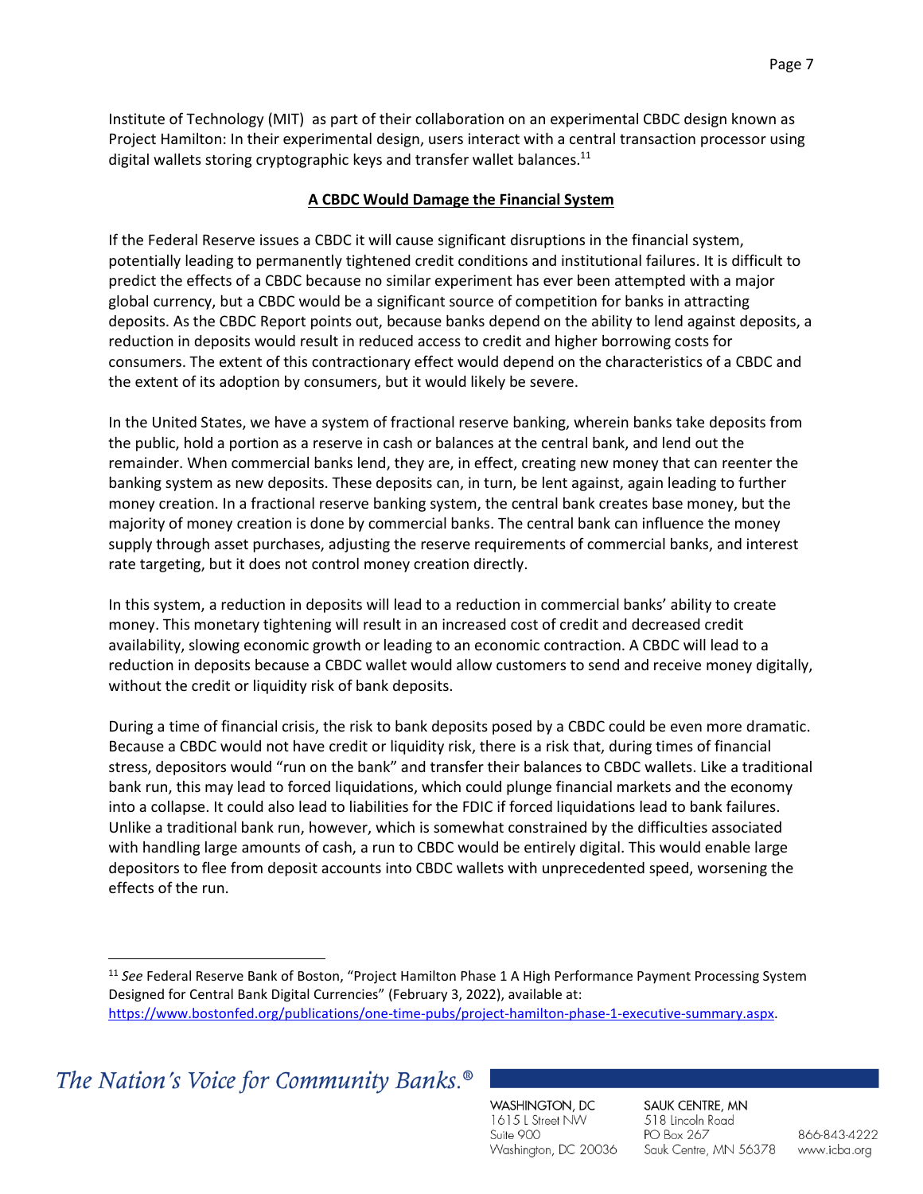Institute of Technology (MIT) as part of their collaboration on an experimental CBDC design known as Project Hamilton: In their experimental design, users interact with a central transaction processor using digital wallets storing cryptographic keys and transfer wallet balances.[11]

## **A CBDC Would Damage the Financial System**

If the Federal Reserve issues a CBDC it will cause significant disruptions in the financial system, potentially leading to permanently tightened credit conditions and institutional failures. It is difficult to predict the effects of a CBDC because no similar experiment has ever been attempted with a major global currency, but a CBDC would be a significant source of competition for banks in attracting deposits. As the CBDC Report points out, because banks depend on the ability to lend against deposits, a reduction in deposits would result in reduced access to credit and higher borrowing costs for consumers. The extent of this contractionary effect would depend on the characteristics of a CBDC and the extent of its adoption by consumers, but it would likely be severe.

In the United States, we have a system of fractional reserve banking, wherein banks take deposits from the public, hold a portion as a reserve in cash or balances at the central bank, and lend out the remainder. When commercial banks lend, they are, in effect, creating new money that can reenter the banking system as new deposits. These deposits can, in turn, be lent against, again leading to further money creation. In a fractional reserve banking system, the central bank creates base money, but the majority of money creation is done by commercial banks. The central bank can influence the money supply through asset purchases, adjusting the reserve requirements of commercial banks, and interest rate targeting, but it does not control money creation directly.

In this system, a reduction in deposits will lead to a reduction in commercial banks' ability to create money. This monetary tightening will result in an increased cost of credit and decreased credit availability, slowing economic growth or leading to an economic contraction. A CBDC will lead to a reduction in deposits because a CBDC wallet would allow customers to send and receive money digitally, without the credit or liquidity risk of bank deposits.

During a time of financial crisis, the risk to bank deposits posed by a CBDC could be even more dramatic. Because a CBDC would not have credit or liquidity risk, there is a risk that, during times of financial stress, depositors would "run on the bank" and transfer their balances to CBDC wallets. Like a traditional bank run, this may lead to forced liquidations, which could plunge financial markets and the economy into a collapse. It could also lead to liabilities for the FDIC if forced liquidations lead to bank failures. Unlike a traditional bank run, however, which is somewhat constrained by the difficulties associated with handling large amounts of cash, a run to CBDC would be entirely digital. This would enable large depositors to flee from deposit accounts into CBDC wallets with unprecedented speed, worsening the effects of the run.

---

[11] *See* Federal Reserve Bank of Boston, "Project Hamilton Phase 1 A High Performance Payment Processing System Designed for Central Bank Digital Currencies" (February 3, 2022), available at: https://www.bostonfed.org/publications/one-time-pubs/project-hamilton-phase-1-executive-summary.aspx.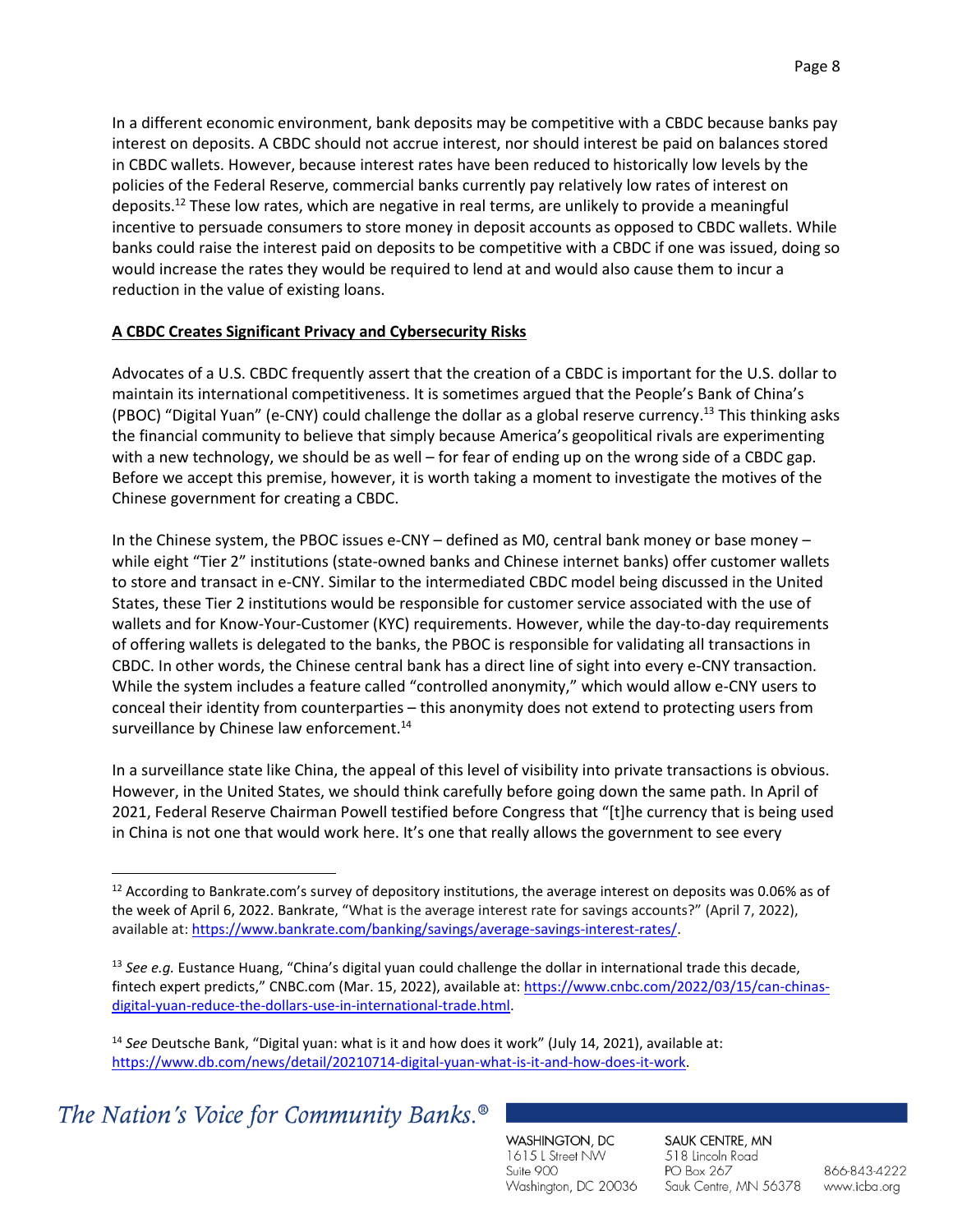In a different economic environment, bank deposits may be competitive with a CBDC because banks pay interest on deposits. A CBDC should not accrue interest, nor should interest be paid on balances stored in CBDC wallets. However, because interest rates have been reduced to historically low levels by the policies of the Federal Reserve, commercial banks currently pay relatively low rates of interest on deposits.[12] These low rates, which are negative in real terms, are unlikely to provide a meaningful incentive to persuade consumers to store money in deposit accounts as opposed to CBDC wallets. While banks could raise the interest paid on deposits to be competitive with a CBDC if one was issued, doing so would increase the rates they would be required to lend at and would also cause them to incur a reduction in the value of existing loans.

**A CBDC Creates Significant Privacy and Cybersecurity Risks**

Advocates of a U.S. CBDC frequently assert that the creation of a CBDC is important for the U.S. dollar to maintain its international competitiveness. It is sometimes argued that the People's Bank of China's (PBOC) "Digital Yuan" (e-CNY) could challenge the dollar as a global reserve currency.[13] This thinking asks the financial community to believe that simply because America's geopolitical rivals are experimenting with a new technology, we should be as well – for fear of ending up on the wrong side of a CBDC gap. Before we accept this premise, however, it is worth taking a moment to investigate the motives of the Chinese government for creating a CBDC.

In the Chinese system, the PBOC issues e-CNY – defined as M0, central bank money or base money – while eight "Tier 2" institutions (state-owned banks and Chinese internet banks) offer customer wallets to store and transact in e-CNY. Similar to the intermediated CBDC model being discussed in the United States, these Tier 2 institutions would be responsible for customer service associated with the use of wallets and for Know-Your-Customer (KYC) requirements. However, while the day-to-day requirements of offering wallets is delegated to the banks, the PBOC is responsible for validating all transactions in CBDC. In other words, the Chinese central bank has a direct line of sight into every e-CNY transaction. While the system includes a feature called "controlled anonymity," which would allow e-CNY users to conceal their identity from counterparties – this anonymity does not extend to protecting users from surveillance by Chinese law enforcement.[14]

In a surveillance state like China, the appeal of this level of visibility into private transactions is obvious. However, in the United States, we should think carefully before going down the same path. In April of 2021, Federal Reserve Chairman Powell testified before Congress that "[t]he currency that is being used in China is not one that would work here. It's one that really allows the government to see every

---

[12] According to Bankrate.com's survey of depository institutions, the average interest on deposits was 0.06% as of the week of April 6, 2022. Bankrate, "What is the average interest rate for savings accounts?" (April 7, 2022), available at: https://www.bankrate.com/banking/savings/average-savings-interest-rates/.

[13] *See e.g.* Eustance Huang, "China's digital yuan could challenge the dollar in international trade this decade, fintech expert predicts," CNBC.com (Mar. 15, 2022), available at: https://www.cnbc.com/2022/03/15/can-chinas-digital-yuan-reduce-the-dollars-use-in-international-trade.html.

[14] *See* Deutsche Bank, "Digital yuan: what is it and how does it work" (July 14, 2021), available at: https://www.db.com/news/detail/20210714-digital-yuan-what-is-it-and-how-does-it-work.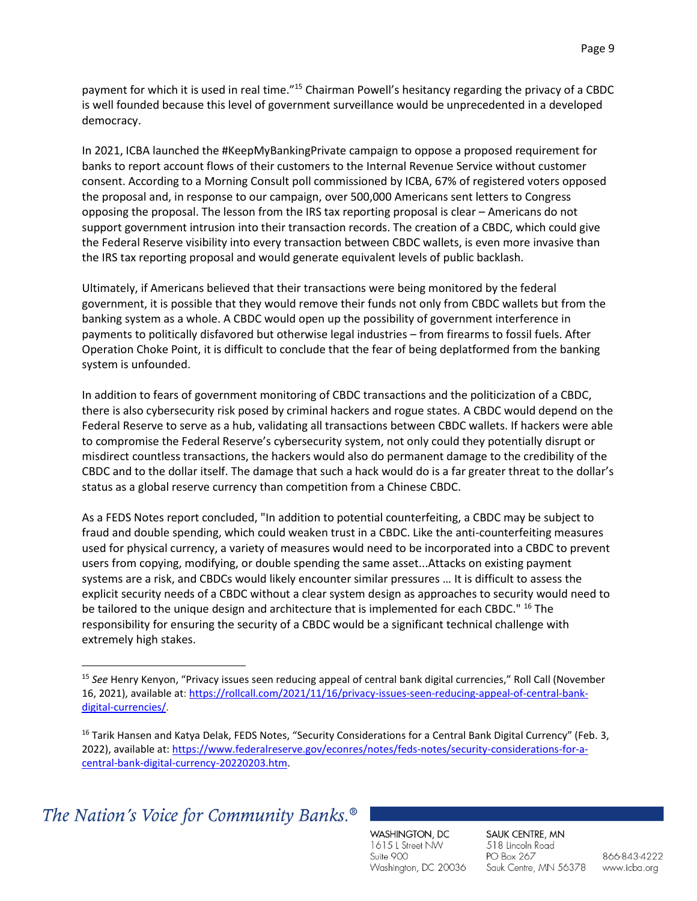payment for which it is used in real time."[15] Chairman Powell's hesitancy regarding the privacy of a CBDC is well founded because this level of government surveillance would be unprecedented in a developed democracy.

In 2021, ICBA launched the #KeepMyBankingPrivate campaign to oppose a proposed requirement for banks to report account flows of their customers to the Internal Revenue Service without customer consent. According to a Morning Consult poll commissioned by ICBA, 67% of registered voters opposed the proposal and, in response to our campaign, over 500,000 Americans sent letters to Congress opposing the proposal. The lesson from the IRS tax reporting proposal is clear – Americans do not support government intrusion into their transaction records. The creation of a CBDC, which could give the Federal Reserve visibility into every transaction between CBDC wallets, is even more invasive than the IRS tax reporting proposal and would generate equivalent levels of public backlash.

Ultimately, if Americans believed that their transactions were being monitored by the federal government, it is possible that they would remove their funds not only from CBDC wallets but from the banking system as a whole. A CBDC would open up the possibility of government interference in payments to politically disfavored but otherwise legal industries – from firearms to fossil fuels. After Operation Choke Point, it is difficult to conclude that the fear of being deplatformed from the banking system is unfounded.

In addition to fears of government monitoring of CBDC transactions and the politicization of a CBDC, there is also cybersecurity risk posed by criminal hackers and rogue states. A CBDC would depend on the Federal Reserve to serve as a hub, validating all transactions between CBDC wallets. If hackers were able to compromise the Federal Reserve's cybersecurity system, not only could they potentially disrupt or misdirect countless transactions, the hackers would also do permanent damage to the credibility of the CBDC and to the dollar itself. The damage that such a hack would do is a far greater threat to the dollar's status as a global reserve currency than competition from a Chinese CBDC.

As a FEDS Notes report concluded, "In addition to potential counterfeiting, a CBDC may be subject to fraud and double spending, which could weaken trust in a CBDC. Like the anti-counterfeiting measures used for physical currency, a variety of measures would need to be incorporated into a CBDC to prevent users from copying, modifying, or double spending the same asset...Attacks on existing payment systems are a risk, and CBDCs would likely encounter similar pressures … It is difficult to assess the explicit security needs of a CBDC without a clear system design as approaches to security would need to be tailored to the unique design and architecture that is implemented for each CBDC." [16] The responsibility for ensuring the security of a CBDC would be a significant technical challenge with extremely high stakes.

---

[15] *See* Henry Kenyon, "Privacy issues seen reducing appeal of central bank digital currencies," Roll Call (November 16, 2021), available at: https://rollcall.com/2021/11/16/privacy-issues-seen-reducing-appeal-of-central-bank-digital-currencies/.

[16] Tarik Hansen and Katya Delak, FEDS Notes, "Security Considerations for a Central Bank Digital Currency" (Feb. 3, 2022), available at: https://www.federalreserve.gov/econres/notes/feds-notes/security-considerations-for-a-central-bank-digital-currency-20220203.htm.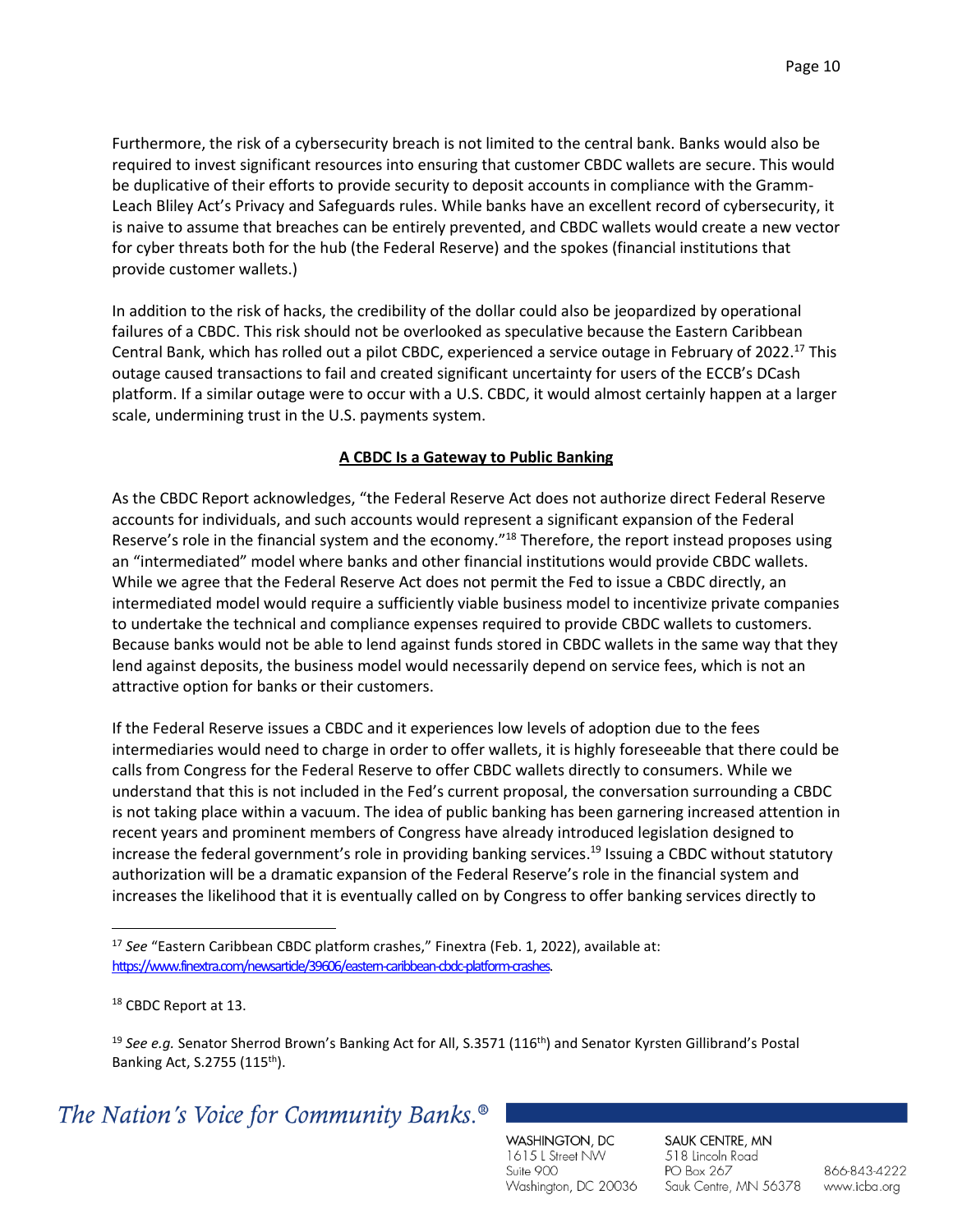Furthermore, the risk of a cybersecurity breach is not limited to the central bank. Banks would also be required to invest significant resources into ensuring that customer CBDC wallets are secure. This would be duplicative of their efforts to provide security to deposit accounts in compliance with the Gramm-Leach Bliley Act's Privacy and Safeguards rules. While banks have an excellent record of cybersecurity, it is naive to assume that breaches can be entirely prevented, and CBDC wallets would create a new vector for cyber threats both for the hub (the Federal Reserve) and the spokes (financial institutions that provide customer wallets.)

In addition to the risk of hacks, the credibility of the dollar could also be jeopardized by operational failures of a CBDC. This risk should not be overlooked as speculative because the Eastern Caribbean Central Bank, which has rolled out a pilot CBDC, experienced a service outage in February of 2022.[17] This outage caused transactions to fail and created significant uncertainty for users of the ECCB's DCash platform. If a similar outage were to occur with a U.S. CBDC, it would almost certainly happen at a larger scale, undermining trust in the U.S. payments system.

## A CBDC Is a Gateway to Public Banking

As the CBDC Report acknowledges, "the Federal Reserve Act does not authorize direct Federal Reserve accounts for individuals, and such accounts would represent a significant expansion of the Federal Reserve's role in the financial system and the economy."[18] Therefore, the report instead proposes using an "intermediated" model where banks and other financial institutions would provide CBDC wallets. While we agree that the Federal Reserve Act does not permit the Fed to issue a CBDC directly, an intermediated model would require a sufficiently viable business model to incentivize private companies to undertake the technical and compliance expenses required to provide CBDC wallets to customers. Because banks would not be able to lend against funds stored in CBDC wallets in the same way that they lend against deposits, the business model would necessarily depend on service fees, which is not an attractive option for banks or their customers.

If the Federal Reserve issues a CBDC and it experiences low levels of adoption due to the fees intermediaries would need to charge in order to offer wallets, it is highly foreseeable that there could be calls from Congress for the Federal Reserve to offer CBDC wallets directly to consumers. While we understand that this is not included in the Fed's current proposal, the conversation surrounding a CBDC is not taking place within a vacuum. The idea of public banking has been garnering increased attention in recent years and prominent members of Congress have already introduced legislation designed to increase the federal government's role in providing banking services.[19] Issuing a CBDC without statutory authorization will be a dramatic expansion of the Federal Reserve's role in the financial system and increases the likelihood that it is eventually called on by Congress to offer banking services directly to

---

[17] *See* "Eastern Caribbean CBDC platform crashes," Finextra (Feb. 1, 2022), available at: https://www.finextra.com/newsarticle/39606/eastern-caribbean-cbdc-platform-crashes.

[18] CBDC Report at 13.

[19] *See e.g.* Senator Sherrod Brown's Banking Act for All, S.3571 (116th) and Senator Kyrsten Gillibrand's Postal Banking Act, S.2755 (115th).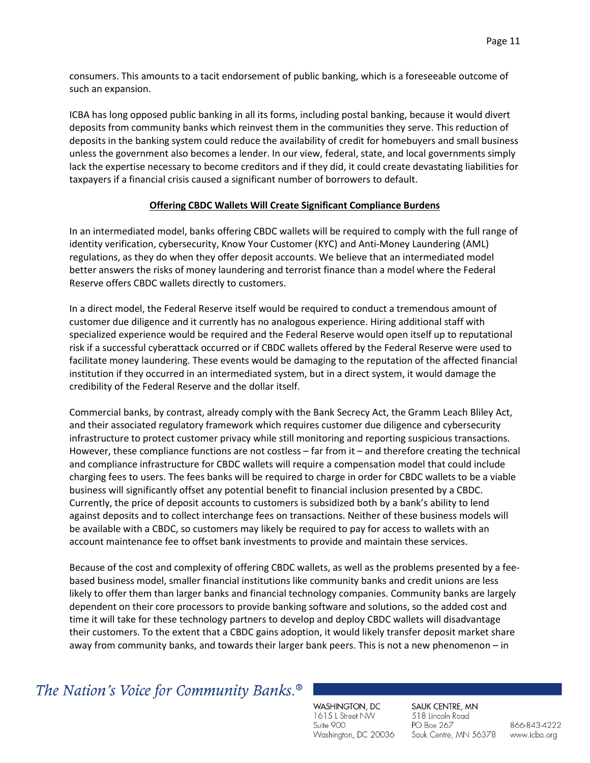consumers. This amounts to a tacit endorsement of public banking, which is a foreseeable outcome of such an expansion.

ICBA has long opposed public banking in all its forms, including postal banking, because it would divert deposits from community banks which reinvest them in the communities they serve. This reduction of deposits in the banking system could reduce the availability of credit for homebuyers and small business unless the government also becomes a lender. In our view, federal, state, and local governments simply lack the expertise necessary to become creditors and if they did, it could create devastating liabilities for taxpayers if a financial crisis caused a significant number of borrowers to default.

## Offering CBDC Wallets Will Create Significant Compliance Burdens

In an intermediated model, banks offering CBDC wallets will be required to comply with the full range of identity verification, cybersecurity, Know Your Customer (KYC) and Anti-Money Laundering (AML) regulations, as they do when they offer deposit accounts. We believe that an intermediated model better answers the risks of money laundering and terrorist finance than a model where the Federal Reserve offers CBDC wallets directly to customers.

In a direct model, the Federal Reserve itself would be required to conduct a tremendous amount of customer due diligence and it currently has no analogous experience. Hiring additional staff with specialized experience would be required and the Federal Reserve would open itself up to reputational risk if a successful cyberattack occurred or if CBDC wallets offered by the Federal Reserve were used to facilitate money laundering. These events would be damaging to the reputation of the affected financial institution if they occurred in an intermediated system, but in a direct system, it would damage the credibility of the Federal Reserve and the dollar itself.

Commercial banks, by contrast, already comply with the Bank Secrecy Act, the Gramm Leach Bliley Act, and their associated regulatory framework which requires customer due diligence and cybersecurity infrastructure to protect customer privacy while still monitoring and reporting suspicious transactions. However, these compliance functions are not costless – far from it – and therefore creating the technical and compliance infrastructure for CBDC wallets will require a compensation model that could include charging fees to users. The fees banks will be required to charge in order for CBDC wallets to be a viable business will significantly offset any potential benefit to financial inclusion presented by a CBDC. Currently, the price of deposit accounts to customers is subsidized both by a bank's ability to lend against deposits and to collect interchange fees on transactions. Neither of these business models will be available with a CBDC, so customers may likely be required to pay for access to wallets with an account maintenance fee to offset bank investments to provide and maintain these services.

Because of the cost and complexity of offering CBDC wallets, as well as the problems presented by a fee-based business model, smaller financial institutions like community banks and credit unions are less likely to offer them than larger banks and financial technology companies. Community banks are largely dependent on their core processors to provide banking software and solutions, so the added cost and time it will take for these technology partners to develop and deploy CBDC wallets will disadvantage their customers. To the extent that a CBDC gains adoption, it would likely transfer deposit market share away from community banks, and towards their larger bank peers. This is not a new phenomenon – in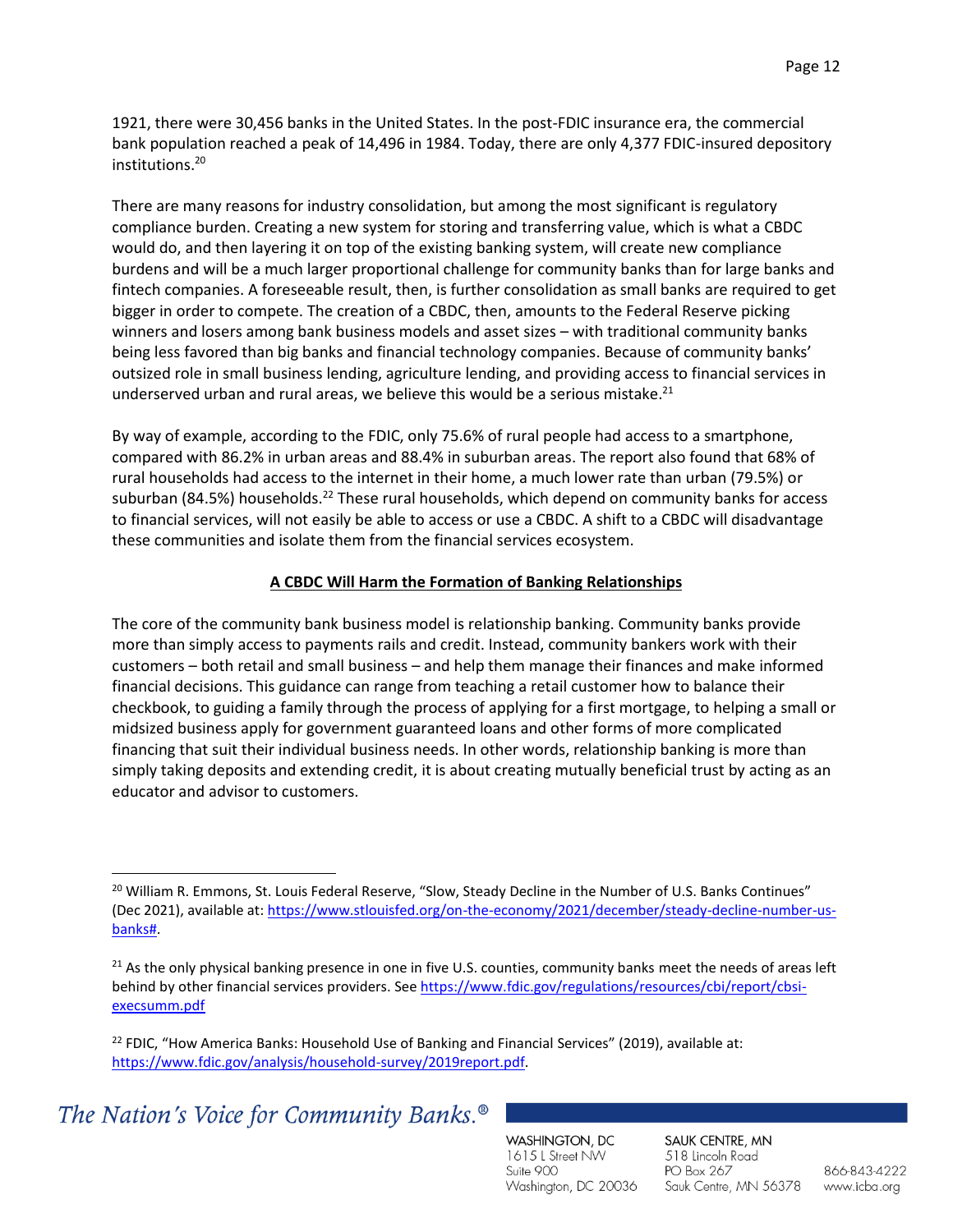1921, there were 30,456 banks in the United States. In the post-FDIC insurance era, the commercial bank population reached a peak of 14,496 in 1984. Today, there are only 4,377 FDIC-insured depository institutions.[20]

There are many reasons for industry consolidation, but among the most significant is regulatory compliance burden. Creating a new system for storing and transferring value, which is what a CBDC would do, and then layering it on top of the existing banking system, will create new compliance burdens and will be a much larger proportional challenge for community banks than for large banks and fintech companies. A foreseeable result, then, is further consolidation as small banks are required to get bigger in order to compete. The creation of a CBDC, then, amounts to the Federal Reserve picking winners and losers among bank business models and asset sizes – with traditional community banks being less favored than big banks and financial technology companies. Because of community banks' outsized role in small business lending, agriculture lending, and providing access to financial services in underserved urban and rural areas, we believe this would be a serious mistake.[21]

By way of example, according to the FDIC, only 75.6% of rural people had access to a smartphone, compared with 86.2% in urban areas and 88.4% in suburban areas. The report also found that 68% of rural households had access to the internet in their home, a much lower rate than urban (79.5%) or suburban (84.5%) households.[22] These rural households, which depend on community banks for access to financial services, will not easily be able to access or use a CBDC. A shift to a CBDC will disadvantage these communities and isolate them from the financial services ecosystem.

## A CBDC Will Harm the Formation of Banking Relationships

The core of the community bank business model is relationship banking. Community banks provide more than simply access to payments rails and credit. Instead, community bankers work with their customers – both retail and small business – and help them manage their finances and make informed financial decisions. This guidance can range from teaching a retail customer how to balance their checkbook, to guiding a family through the process of applying for a first mortgage, to helping a small or midsized business apply for government guaranteed loans and other forms of more complicated financing that suit their individual business needs. In other words, relationship banking is more than simply taking deposits and extending credit, it is about creating mutually beneficial trust by acting as an educator and advisor to customers.

---

[20] William R. Emmons, St. Louis Federal Reserve, "Slow, Steady Decline in the Number of U.S. Banks Continues" (Dec 2021), available at: https://www.stlouisfed.org/on-the-economy/2021/december/steady-decline-number-us-banks#.

[21] As the only physical banking presence in one in five U.S. counties, community banks meet the needs of areas left behind by other financial services providers. See https://www.fdic.gov/regulations/resources/cbi/report/cbsi-execsumm.pdf

[22] FDIC, "How America Banks: Household Use of Banking and Financial Services" (2019), available at: https://www.fdic.gov/analysis/household-survey/2019report.pdf.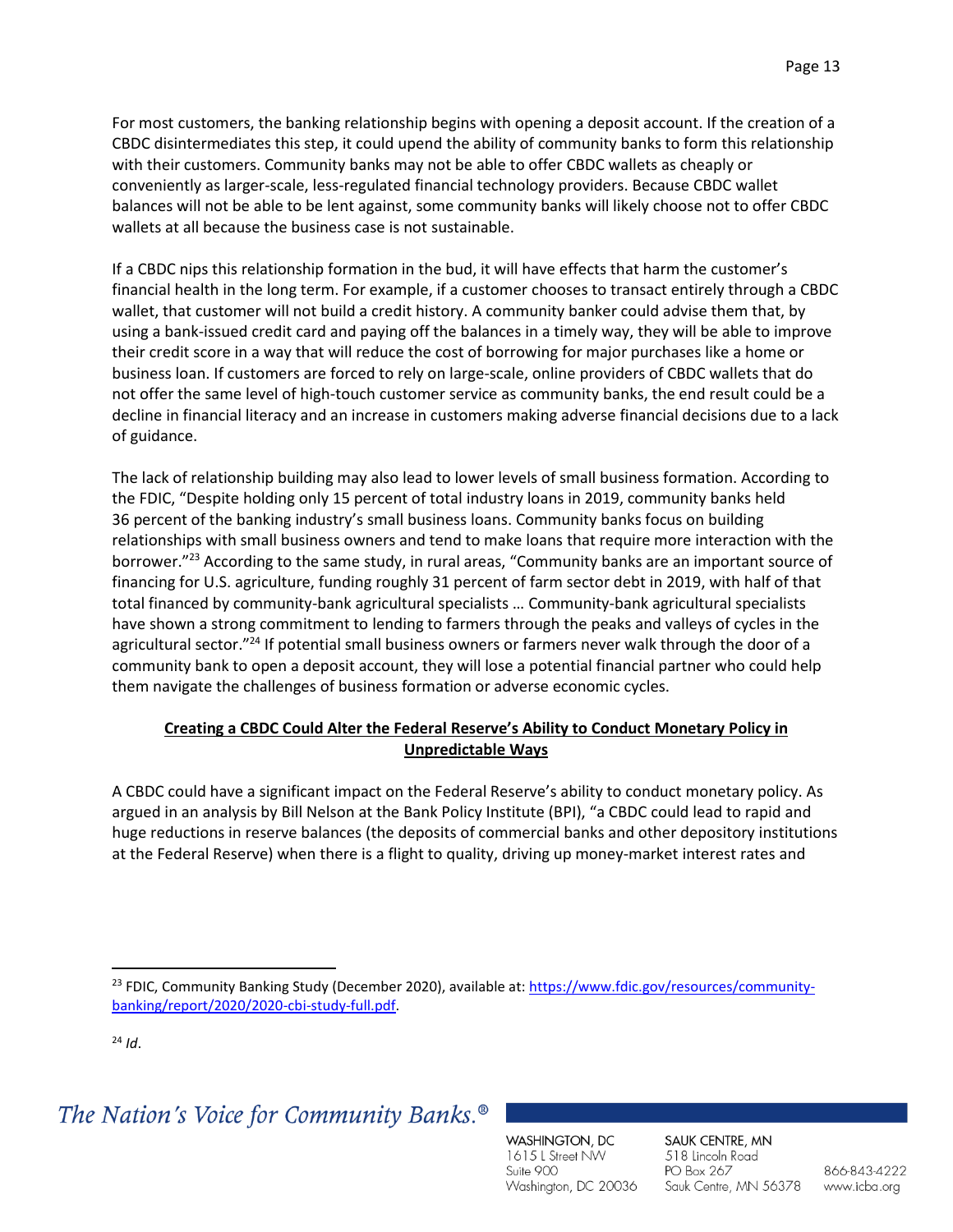For most customers, the banking relationship begins with opening a deposit account. If the creation of a CBDC disintermediates this step, it could upend the ability of community banks to form this relationship with their customers. Community banks may not be able to offer CBDC wallets as cheaply or conveniently as larger-scale, less-regulated financial technology providers. Because CBDC wallet balances will not be able to be lent against, some community banks will likely choose not to offer CBDC wallets at all because the business case is not sustainable.

If a CBDC nips this relationship formation in the bud, it will have effects that harm the customer's financial health in the long term. For example, if a customer chooses to transact entirely through a CBDC wallet, that customer will not build a credit history. A community banker could advise them that, by using a bank-issued credit card and paying off the balances in a timely way, they will be able to improve their credit score in a way that will reduce the cost of borrowing for major purchases like a home or business loan. If customers are forced to rely on large-scale, online providers of CBDC wallets that do not offer the same level of high-touch customer service as community banks, the end result could be a decline in financial literacy and an increase in customers making adverse financial decisions due to a lack of guidance.

The lack of relationship building may also lead to lower levels of small business formation. According to the FDIC, "Despite holding only 15 percent of total industry loans in 2019, community banks held 36 percent of the banking industry's small business loans. Community banks focus on building relationships with small business owners and tend to make loans that require more interaction with the borrower."[23] According to the same study, in rural areas, "Community banks are an important source of financing for U.S. agriculture, funding roughly 31 percent of farm sector debt in 2019, with half of that total financed by community-bank agricultural specialists … Community-bank agricultural specialists have shown a strong commitment to lending to farmers through the peaks and valleys of cycles in the agricultural sector."[24] If potential small business owners or farmers never walk through the door of a community bank to open a deposit account, they will lose a potential financial partner who could help them navigate the challenges of business formation or adverse economic cycles.

## **<u>Creating a CBDC Could Alter the Federal Reserve's Ability to Conduct Monetary Policy in Unpredictable Ways</u>**

A CBDC could have a significant impact on the Federal Reserve's ability to conduct monetary policy. As argued in an analysis by Bill Nelson at the Bank Policy Institute (BPI), "a CBDC could lead to rapid and huge reductions in reserve balances (the deposits of commercial banks and other depository institutions at the Federal Reserve) when there is a flight to quality, driving up money-market interest rates and

---

[23] FDIC, Community Banking Study (December 2020), available at: https://www.fdic.gov/resources/community-banking/report/2020/2020-cbi-study-full.pdf.

[24] *Id*.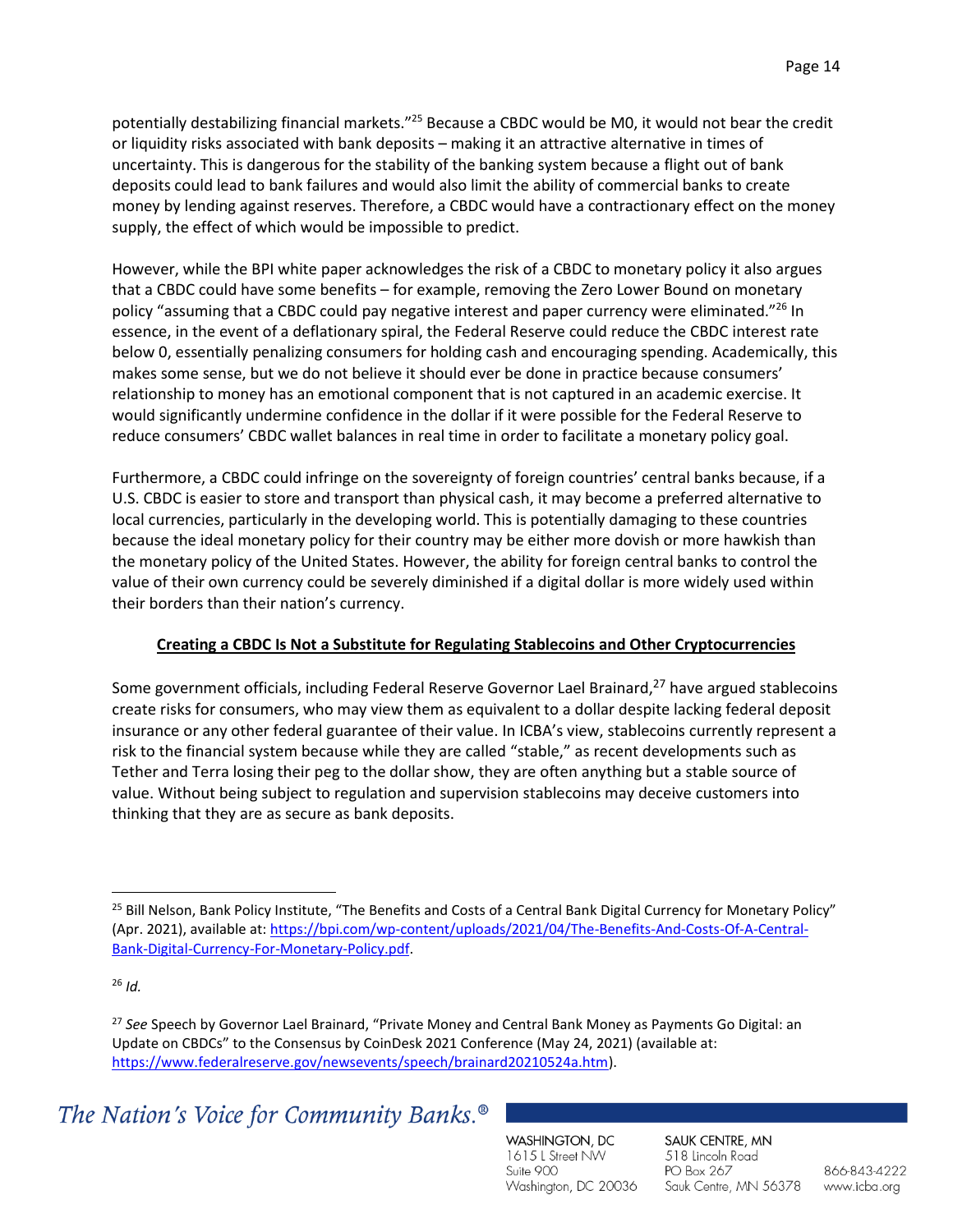potentially destabilizing financial markets."[25] Because a CBDC would be M0, it would not bear the credit or liquidity risks associated with bank deposits – making it an attractive alternative in times of uncertainty. This is dangerous for the stability of the banking system because a flight out of bank deposits could lead to bank failures and would also limit the ability of commercial banks to create money by lending against reserves. Therefore, a CBDC would have a contractionary effect on the money supply, the effect of which would be impossible to predict.

However, while the BPI white paper acknowledges the risk of a CBDC to monetary policy it also argues that a CBDC could have some benefits – for example, removing the Zero Lower Bound on monetary policy "assuming that a CBDC could pay negative interest and paper currency were eliminated."[26] In essence, in the event of a deflationary spiral, the Federal Reserve could reduce the CBDC interest rate below 0, essentially penalizing consumers for holding cash and encouraging spending. Academically, this makes some sense, but we do not believe it should ever be done in practice because consumers' relationship to money has an emotional component that is not captured in an academic exercise. It would significantly undermine confidence in the dollar if it were possible for the Federal Reserve to reduce consumers' CBDC wallet balances in real time in order to facilitate a monetary policy goal.

Furthermore, a CBDC could infringe on the sovereignty of foreign countries' central banks because, if a U.S. CBDC is easier to store and transport than physical cash, it may become a preferred alternative to local currencies, particularly in the developing world. This is potentially damaging to these countries because the ideal monetary policy for their country may be either more dovish or more hawkish than the monetary policy of the United States. However, the ability for foreign central banks to control the value of their own currency could be severely diminished if a digital dollar is more widely used within their borders than their nation's currency.

**<u>Creating a CBDC Is Not a Substitute for Regulating Stablecoins and Other Cryptocurrencies</u>**

Some government officials, including Federal Reserve Governor Lael Brainard,[27] have argued stablecoins create risks for consumers, who may view them as equivalent to a dollar despite lacking federal deposit insurance or any other federal guarantee of their value. In ICBA's view, stablecoins currently represent a risk to the financial system because while they are called "stable," as recent developments such as Tether and Terra losing their peg to the dollar show, they are often anything but a stable source of value. Without being subject to regulation and supervision stablecoins may deceive customers into thinking that they are as secure as bank deposits.

---

[25] Bill Nelson, Bank Policy Institute, "The Benefits and Costs of a Central Bank Digital Currency for Monetary Policy" (Apr. 2021), available at: https://bpi.com/wp-content/uploads/2021/04/The-Benefits-And-Costs-Of-A-Central-Bank-Digital-Currency-For-Monetary-Policy.pdf.

[26] *Id.*

[27] *See* Speech by Governor Lael Brainard, "Private Money and Central Bank Money as Payments Go Digital: an Update on CBDCs" to the Consensus by CoinDesk 2021 Conference (May 24, 2021) (available at: https://www.federalreserve.gov/newsevents/speech/brainard20210524a.htm).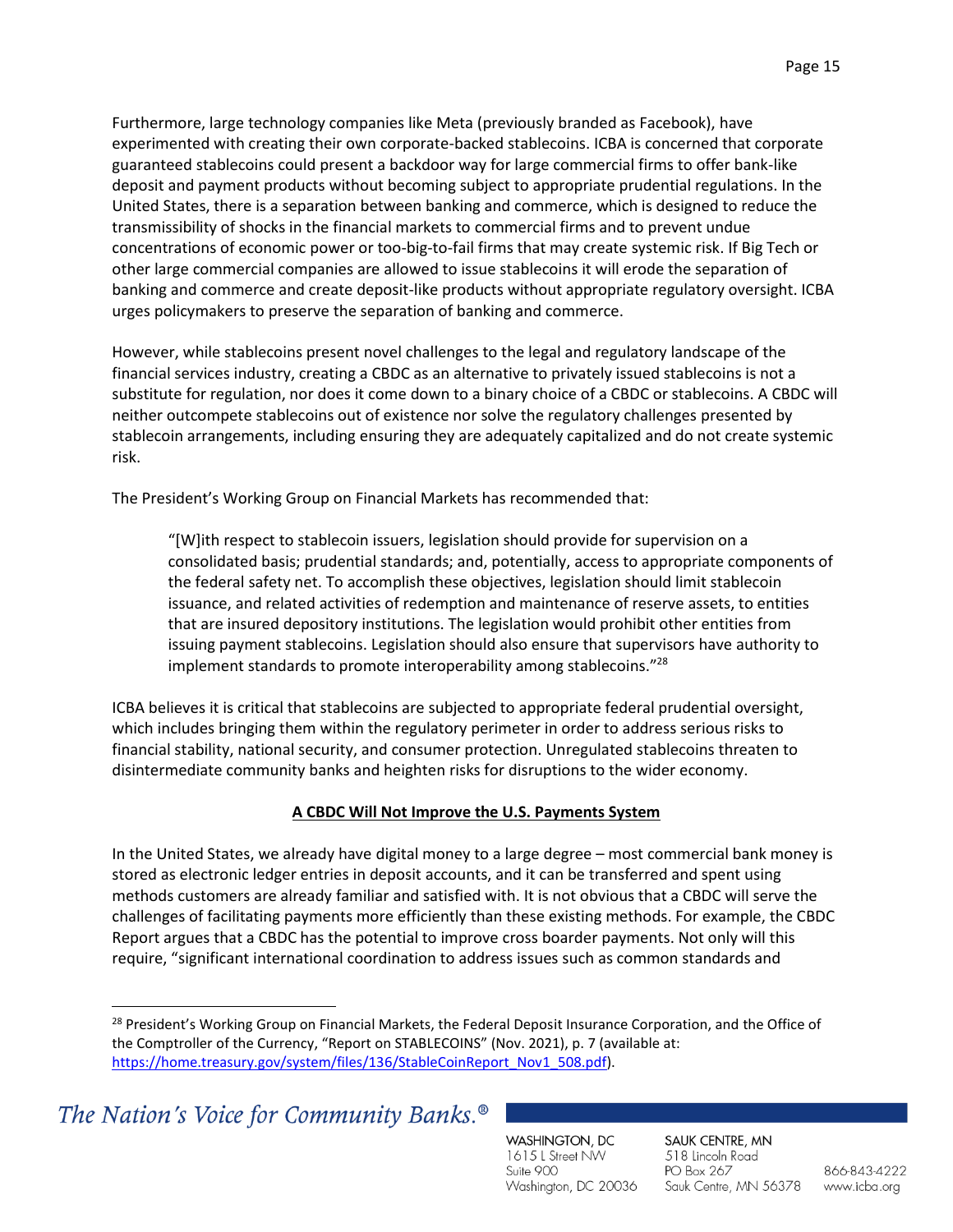Furthermore, large technology companies like Meta (previously branded as Facebook), have experimented with creating their own corporate-backed stablecoins. ICBA is concerned that corporate guaranteed stablecoins could present a backdoor way for large commercial firms to offer bank-like deposit and payment products without becoming subject to appropriate prudential regulations. In the United States, there is a separation between banking and commerce, which is designed to reduce the transmissibility of shocks in the financial markets to commercial firms and to prevent undue concentrations of economic power or too-big-to-fail firms that may create systemic risk. If Big Tech or other large commercial companies are allowed to issue stablecoins it will erode the separation of banking and commerce and create deposit-like products without appropriate regulatory oversight. ICBA urges policymakers to preserve the separation of banking and commerce.

However, while stablecoins present novel challenges to the legal and regulatory landscape of the financial services industry, creating a CBDC as an alternative to privately issued stablecoins is not a substitute for regulation, nor does it come down to a binary choice of a CBDC or stablecoins. A CBDC will neither outcompete stablecoins out of existence nor solve the regulatory challenges presented by stablecoin arrangements, including ensuring they are adequately capitalized and do not create systemic risk.

The President's Working Group on Financial Markets has recommended that:

> "[W]ith respect to stablecoin issuers, legislation should provide for supervision on a consolidated basis; prudential standards; and, potentially, access to appropriate components of the federal safety net. To accomplish these objectives, legislation should limit stablecoin issuance, and related activities of redemption and maintenance of reserve assets, to entities that are insured depository institutions. The legislation would prohibit other entities from issuing payment stablecoins. Legislation should also ensure that supervisors have authority to implement standards to promote interoperability among stablecoins."[28]

ICBA believes it is critical that stablecoins are subjected to appropriate federal prudential oversight, which includes bringing them within the regulatory perimeter in order to address serious risks to financial stability, national security, and consumer protection. Unregulated stablecoins threaten to disintermediate community banks and heighten risks for disruptions to the wider economy.

## A CBDC Will Not Improve the U.S. Payments System

In the United States, we already have digital money to a large degree – most commercial bank money is stored as electronic ledger entries in deposit accounts, and it can be transferred and spent using methods customers are already familiar and satisfied with. It is not obvious that a CBDC will serve the challenges of facilitating payments more efficiently than these existing methods. For example, the CBDC Report argues that a CBDC has the potential to improve cross boarder payments. Not only will this require, "significant international coordination to address issues such as common standards and

---

[28] President's Working Group on Financial Markets, the Federal Deposit Insurance Corporation, and the Office of the Comptroller of the Currency, "Report on STABLECOINS" (Nov. 2021), p. 7 (available at: https://home.treasury.gov/system/files/136/StableCoinReport_Nov1_508.pdf).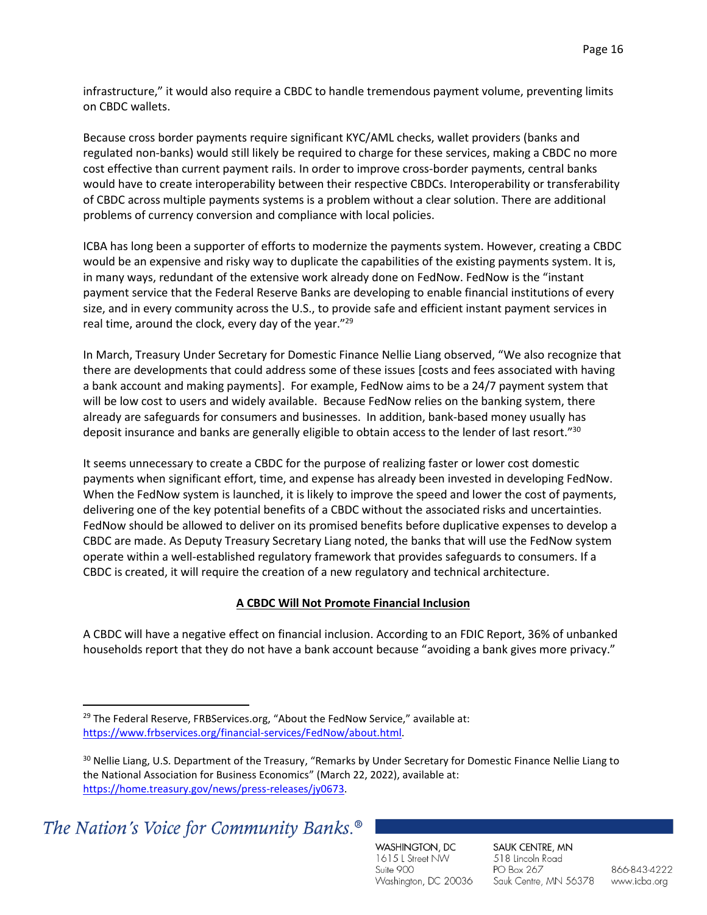infrastructure," it would also require a CBDC to handle tremendous payment volume, preventing limits on CBDC wallets.

Because cross border payments require significant KYC/AML checks, wallet providers (banks and regulated non-banks) would still likely be required to charge for these services, making a CBDC no more cost effective than current payment rails. In order to improve cross-border payments, central banks would have to create interoperability between their respective CBDCs. Interoperability or transferability of CBDC across multiple payments systems is a problem without a clear solution. There are additional problems of currency conversion and compliance with local policies.

ICBA has long been a supporter of efforts to modernize the payments system. However, creating a CBDC would be an expensive and risky way to duplicate the capabilities of the existing payments system. It is, in many ways, redundant of the extensive work already done on FedNow. FedNow is the "instant payment service that the Federal Reserve Banks are developing to enable financial institutions of every size, and in every community across the U.S., to provide safe and efficient instant payment services in real time, around the clock, every day of the year."[29]

In March, Treasury Under Secretary for Domestic Finance Nellie Liang observed, "We also recognize that there are developments that could address some of these issues [costs and fees associated with having a bank account and making payments]. For example, FedNow aims to be a 24/7 payment system that will be low cost to users and widely available. Because FedNow relies on the banking system, there already are safeguards for consumers and businesses. In addition, bank-based money usually has deposit insurance and banks are generally eligible to obtain access to the lender of last resort."[30]

It seems unnecessary to create a CBDC for the purpose of realizing faster or lower cost domestic payments when significant effort, time, and expense has already been invested in developing FedNow. When the FedNow system is launched, it is likely to improve the speed and lower the cost of payments, delivering one of the key potential benefits of a CBDC without the associated risks and uncertainties. FedNow should be allowed to deliver on its promised benefits before duplicative expenses to develop a CBDC are made. As Deputy Treasury Secretary Liang noted, the banks that will use the FedNow system operate within a well-established regulatory framework that provides safeguards to consumers. If a CBDC is created, it will require the creation of a new regulatory and technical architecture.

**A CBDC Will Not Promote Financial Inclusion**

A CBDC will have a negative effect on financial inclusion. According to an FDIC Report, 36% of unbanked households report that they do not have a bank account because "avoiding a bank gives more privacy."

---

[29] The Federal Reserve, FRBServices.org, "About the FedNow Service," available at: https://www.frbservices.org/financial-services/FedNow/about.html.

[30] Nellie Liang, U.S. Department of the Treasury, "Remarks by Under Secretary for Domestic Finance Nellie Liang to the National Association for Business Economics" (March 22, 2022), available at: https://home.treasury.gov/news/press-releases/jy0673.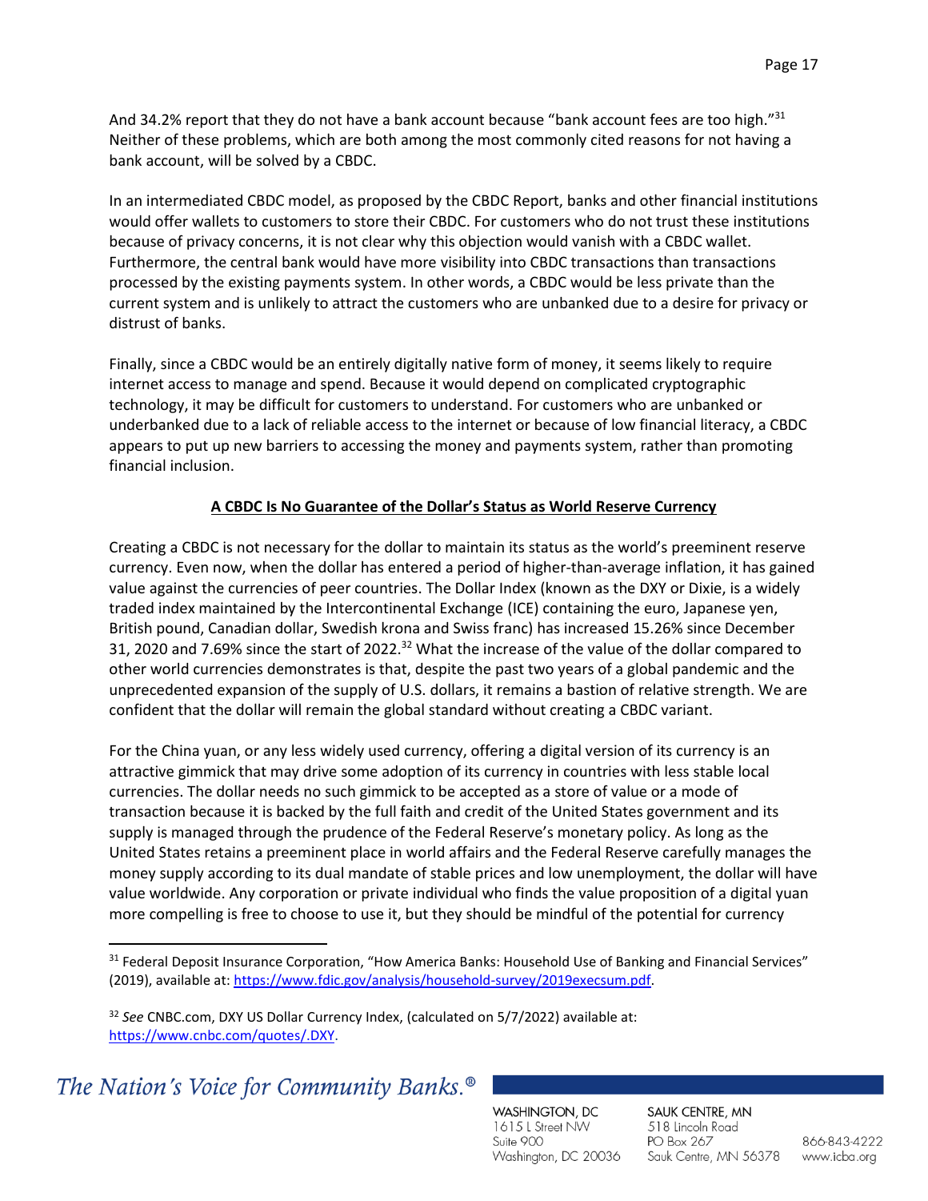And 34.2% report that they do not have a bank account because "bank account fees are too high."[31] Neither of these problems, which are both among the most commonly cited reasons for not having a bank account, will be solved by a CBDC.

In an intermediated CBDC model, as proposed by the CBDC Report, banks and other financial institutions would offer wallets to customers to store their CBDC. For customers who do not trust these institutions because of privacy concerns, it is not clear why this objection would vanish with a CBDC wallet. Furthermore, the central bank would have more visibility into CBDC transactions than transactions processed by the existing payments system. In other words, a CBDC would be less private than the current system and is unlikely to attract the customers who are unbanked due to a desire for privacy or distrust of banks.

Finally, since a CBDC would be an entirely digitally native form of money, it seems likely to require internet access to manage and spend. Because it would depend on complicated cryptographic technology, it may be difficult for customers to understand. For customers who are unbanked or underbanked due to a lack of reliable access to the internet or because of low financial literacy, a CBDC appears to put up new barriers to accessing the money and payments system, rather than promoting financial inclusion.

## A CBDC Is No Guarantee of the Dollar's Status as World Reserve Currency

Creating a CBDC is not necessary for the dollar to maintain its status as the world's preeminent reserve currency. Even now, when the dollar has entered a period of higher-than-average inflation, it has gained value against the currencies of peer countries. The Dollar Index (known as the DXY or Dixie, is a widely traded index maintained by the Intercontinental Exchange (ICE) containing the euro, Japanese yen, British pound, Canadian dollar, Swedish krona and Swiss franc) has increased 15.26% since December 31, 2020 and 7.69% since the start of 2022.[32] What the increase of the value of the dollar compared to other world currencies demonstrates is that, despite the past two years of a global pandemic and the unprecedented expansion of the supply of U.S. dollars, it remains a bastion of relative strength. We are confident that the dollar will remain the global standard without creating a CBDC variant.

For the China yuan, or any less widely used currency, offering a digital version of its currency is an attractive gimmick that may drive some adoption of its currency in countries with less stable local currencies. The dollar needs no such gimmick to be accepted as a store of value or a mode of transaction because it is backed by the full faith and credit of the United States government and its supply is managed through the prudence of the Federal Reserve's monetary policy. As long as the United States retains a preeminent place in world affairs and the Federal Reserve carefully manages the money supply according to its dual mandate of stable prices and low unemployment, the dollar will have value worldwide. Any corporation or private individual who finds the value proposition of a digital yuan more compelling is free to choose to use it, but they should be mindful of the potential for currency

---

[31] Federal Deposit Insurance Corporation, "How America Banks: Household Use of Banking and Financial Services" (2019), available at: https://www.fdic.gov/analysis/household-survey/2019execsum.pdf.

[32] *See* CNBC.com, DXY US Dollar Currency Index, (calculated on 5/7/2022) available at: https://www.cnbc.com/quotes/.DXY.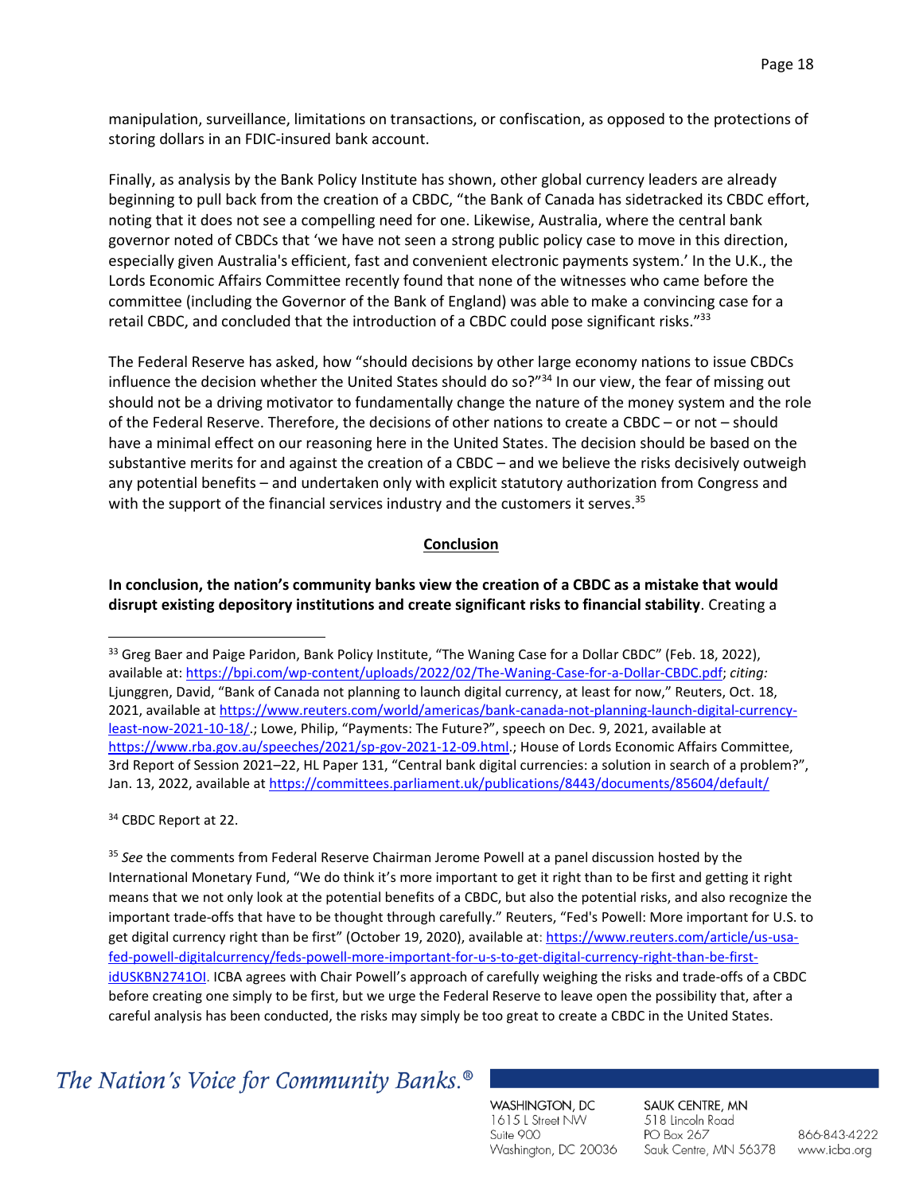manipulation, surveillance, limitations on transactions, or confiscation, as opposed to the protections of storing dollars in an FDIC-insured bank account.

Finally, as analysis by the Bank Policy Institute has shown, other global currency leaders are already beginning to pull back from the creation of a CBDC, "the Bank of Canada has sidetracked its CBDC effort, noting that it does not see a compelling need for one. Likewise, Australia, where the central bank governor noted of CBDCs that 'we have not seen a strong public policy case to move in this direction, especially given Australia's efficient, fast and convenient electronic payments system.' In the U.K., the Lords Economic Affairs Committee recently found that none of the witnesses who came before the committee (including the Governor of the Bank of England) was able to make a convincing case for a retail CBDC, and concluded that the introduction of a CBDC could pose significant risks."[33]

The Federal Reserve has asked, how "should decisions by other large economy nations to issue CBDCs influence the decision whether the United States should do so?"[34] In our view, the fear of missing out should not be a driving motivator to fundamentally change the nature of the money system and the role of the Federal Reserve. Therefore, the decisions of other nations to create a CBDC – or not – should have a minimal effect on our reasoning here in the United States. The decision should be based on the substantive merits for and against the creation of a CBDC – and we believe the risks decisively outweigh any potential benefits – and undertaken only with explicit statutory authorization from Congress and with the support of the financial services industry and the customers it serves.[35]

## Conclusion

**In conclusion, the nation's community banks view the creation of a CBDC as a mistake that would disrupt existing depository institutions and create significant risks to financial stability**. Creating a

---

[33] Greg Baer and Paige Paridon, Bank Policy Institute, "The Waning Case for a Dollar CBDC" (Feb. 18, 2022), available at: https://bpi.com/wp-content/uploads/2022/02/The-Waning-Case-for-a-Dollar-CBDC.pdf; *citing:* Ljunggren, David, "Bank of Canada not planning to launch digital currency, at least for now," Reuters, Oct. 18, 2021, available at https://www.reuters.com/world/americas/bank-canada-not-planning-launch-digital-currency-least-now-2021-10-18/.; Lowe, Philip, "Payments: The Future?", speech on Dec. 9, 2021, available at https://www.rba.gov.au/speeches/2021/sp-gov-2021-12-09.html.; House of Lords Economic Affairs Committee, 3rd Report of Session 2021–22, HL Paper 131, "Central bank digital currencies: a solution in search of a problem?", Jan. 13, 2022, available at https://committees.parliament.uk/publications/8443/documents/85604/default/

[34] CBDC Report at 22.

[35] *See* the comments from Federal Reserve Chairman Jerome Powell at a panel discussion hosted by the International Monetary Fund, "We do think it's more important to get it right than to be first and getting it right means that we not only look at the potential benefits of a CBDC, but also the potential risks, and also recognize the important trade-offs that have to be thought through carefully." Reuters, "Fed's Powell: More important for U.S. to get digital currency right than be first" (October 19, 2020), available at: https://www.reuters.com/article/us-usa-fed-powell-digitalcurrency/feds-powell-more-important-for-u-s-to-get-digital-currency-right-than-be-first-idUSKBN27410I. ICBA agrees with Chair Powell's approach of carefully weighing the risks and trade-offs of a CBDC before creating one simply to be first, but we urge the Federal Reserve to leave open the possibility that, after a careful analysis has been conducted, the risks may simply be too great to create a CBDC in the United States.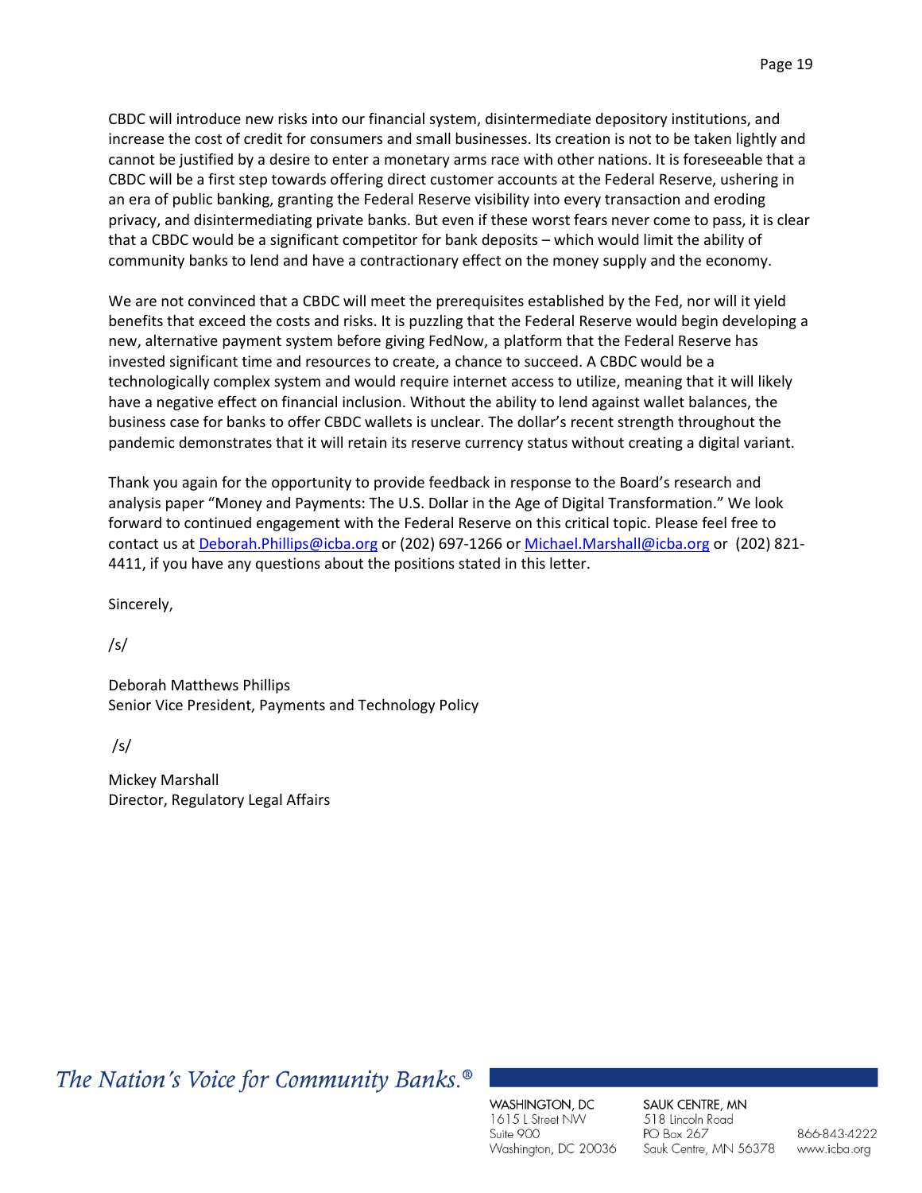CBDC will introduce new risks into our financial system, disintermediate depository institutions, and increase the cost of credit for consumers and small businesses. Its creation is not to be taken lightly and cannot be justified by a desire to enter a monetary arms race with other nations. It is foreseeable that a CBDC will be a first step towards offering direct customer accounts at the Federal Reserve, ushering in an era of public banking, granting the Federal Reserve visibility into every transaction and eroding privacy, and disintermediating private banks. But even if these worst fears never come to pass, it is clear that a CBDC would be a significant competitor for bank deposits – which would limit the ability of community banks to lend and have a contractionary effect on the money supply and the economy.

We are not convinced that a CBDC will meet the prerequisites established by the Fed, nor will it yield benefits that exceed the costs and risks. It is puzzling that the Federal Reserve would begin developing a new, alternative payment system before giving FedNow, a platform that the Federal Reserve has invested significant time and resources to create, a chance to succeed. A CBDC would be a technologically complex system and would require internet access to utilize, meaning that it will likely have a negative effect on financial inclusion. Without the ability to lend against wallet balances, the business case for banks to offer CBDC wallets is unclear. The dollar's recent strength throughout the pandemic demonstrates that it will retain its reserve currency status without creating a digital variant.

Thank you again for the opportunity to provide feedback in response to the Board's research and analysis paper "Money and Payments: The U.S. Dollar in the Age of Digital Transformation." We look forward to continued engagement with the Federal Reserve on this critical topic. Please feel free to contact us at Deborah.Phillips@icba.org or (202) 697-1266 or Michael.Marshall@icba.org or (202) 821-4411, if you have any questions about the positions stated in this letter.

Sincerely,

/s/

Deborah Matthews Phillips
Senior Vice President, Payments and Technology Policy

/s/

Mickey Marshall
Director, Regulatory Legal Affairs